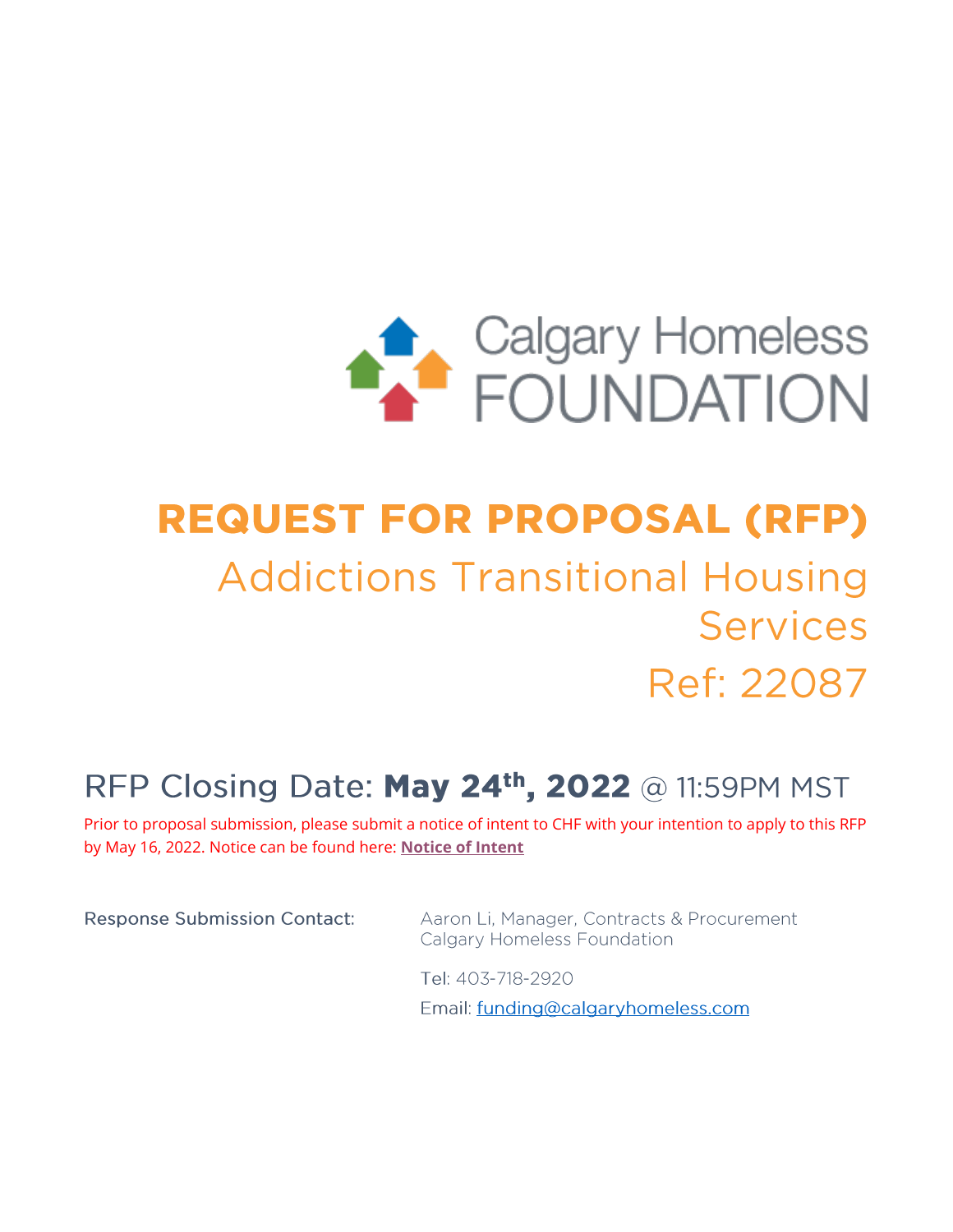Calgary Homeless FOUNDATION

# REQUEST FOR PROPOSAL (RFP)

## Addictions Transitional Housing Services

## Ref: 22087

### RFP Closing Date: **May 24th, 2022** @ 11:59PM MST

Prior to proposal submission, please submit a notice of intent to CHF with your intention to apply to this RFP by May 16, 2022. Notice can be found here: **Notice of Intent**

| | |
|---|---|
| Response Submission Contact: | Aaron Li, Manager, Contracts & Procurement<br>Calgary Homeless Foundation |
| | Tel: 403-718-2920 |
| | Email: funding@calgaryhomeless.com |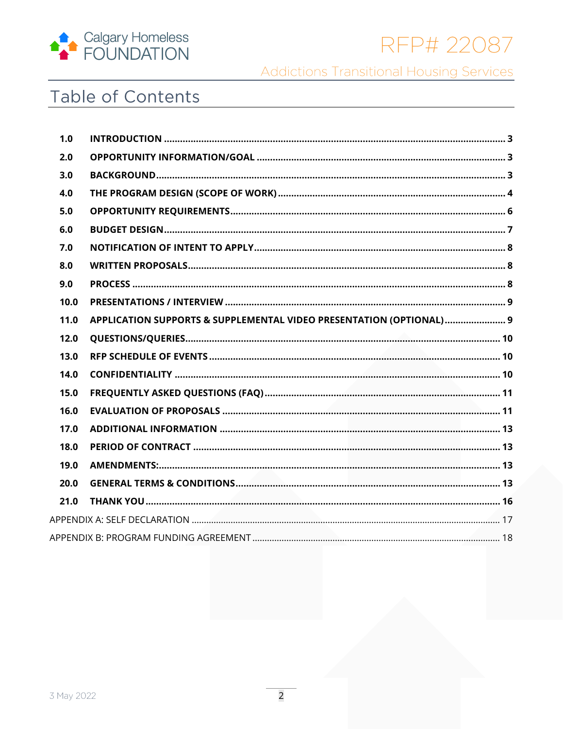# Table of Contents

| | | |
|---|---|---|
| **1.0** | **INTRODUCTION** | **3** |
| **2.0** | **OPPORTUNITY INFORMATION/GOAL** | **3** |
| **3.0** | **BACKGROUND** | **3** |
| **4.0** | **THE PROGRAM DESIGN (SCOPE OF WORK)** | **4** |
| **5.0** | **OPPORTUNITY REQUIREMENTS** | **6** |
| **6.0** | **BUDGET DESIGN** | **7** |
| **7.0** | **NOTIFICATION OF INTENT TO APPLY** | **8** |
| **8.0** | **WRITTEN PROPOSALS** | **8** |
| **9.0** | **PROCESS** | **8** |
| **10.0** | **PRESENTATIONS / INTERVIEW** | **9** |
| **11.0** | **APPLICATION SUPPORTS & SUPPLEMENTAL VIDEO PRESENTATION (OPTIONAL)** | **9** |
| **12.0** | **QUESTIONS/QUERIES** | **10** |
| **13.0** | **RFP SCHEDULE OF EVENTS** | **10** |
| **14.0** | **CONFIDENTIALITY** | **10** |
| **15.0** | **FREQUENTLY ASKED QUESTIONS (FAQ)** | **11** |
| **16.0** | **EVALUATION OF PROPOSALS** | **11** |
| **17.0** | **ADDITIONAL INFORMATION** | **13** |
| **18.0** | **PERIOD OF CONTRACT** | **13** |
| **19.0** | **AMENDMENTS:** | **13** |
| **20.0** | **GENERAL TERMS & CONDITIONS** | **13** |
| **21.0** | **THANK YOU** | **16** |
| | APPENDIX A: SELF DECLARATION | 17 |
| | APPENDIX B: PROGRAM FUNDING AGREEMENT | 18 |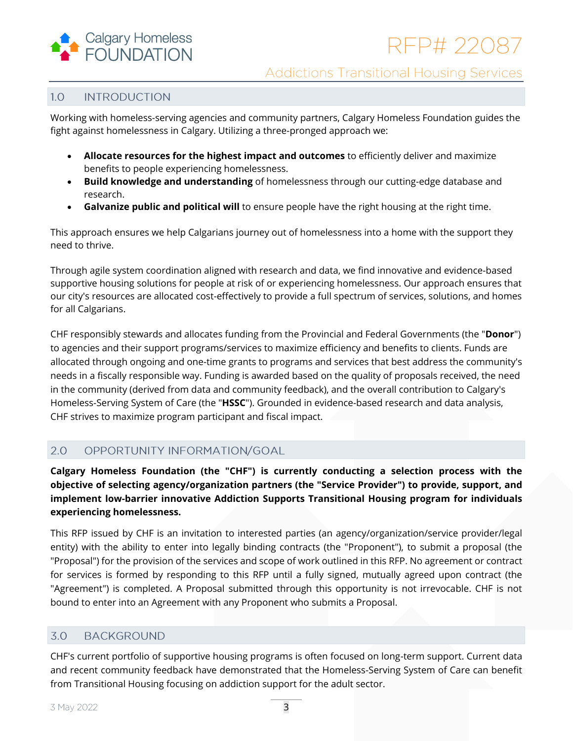## 1.0 INTRODUCTION

Working with homeless-serving agencies and community partners, Calgary Homeless Foundation guides the fight against homelessness in Calgary. Utilizing a three-pronged approach we:

- **Allocate resources for the highest impact and outcomes** to efficiently deliver and maximize benefits to people experiencing homelessness.
- **Build knowledge and understanding** of homelessness through our cutting-edge database and research.
- **Galvanize public and political will** to ensure people have the right housing at the right time.

This approach ensures we help Calgarians journey out of homelessness into a home with the support they need to thrive.

Through agile system coordination aligned with research and data, we find innovative and evidence-based supportive housing solutions for people at risk of or experiencing homelessness. Our approach ensures that our city's resources are allocated cost-effectively to provide a full spectrum of services, solutions, and homes for all Calgarians.

CHF responsibly stewards and allocates funding from the Provincial and Federal Governments (the "**Donor**") to agencies and their support programs/services to maximize efficiency and benefits to clients. Funds are allocated through ongoing and one-time grants to programs and services that best address the community's needs in a fiscally responsible way. Funding is awarded based on the quality of proposals received, the need in the community (derived from data and community feedback), and the overall contribution to Calgary's Homeless-Serving System of Care (the "**HSSC**"). Grounded in evidence-based research and data analysis, CHF strives to maximize program participant and fiscal impact.

## 2.0 OPPORTUNITY INFORMATION/GOAL

**Calgary Homeless Foundation (the "CHF") is currently conducting a selection process with the objective of selecting agency/organization partners (the "Service Provider") to provide, support, and implement low-barrier innovative Addiction Supports Transitional Housing program for individuals experiencing homelessness.**

This RFP issued by CHF is an invitation to interested parties (an agency/organization/service provider/legal entity) with the ability to enter into legally binding contracts (the "Proponent"), to submit a proposal (the "Proposal") for the provision of the services and scope of work outlined in this RFP. No agreement or contract for services is formed by responding to this RFP until a fully signed, mutually agreed upon contract (the "Agreement") is completed. A Proposal submitted through this opportunity is not irrevocable. CHF is not bound to enter into an Agreement with any Proponent who submits a Proposal.

## 3.0 BACKGROUND

CHF's current portfolio of supportive housing programs is often focused on long-term support. Current data and recent community feedback have demonstrated that the Homeless-Serving System of Care can benefit from Transitional Housing focusing on addiction support for the adult sector.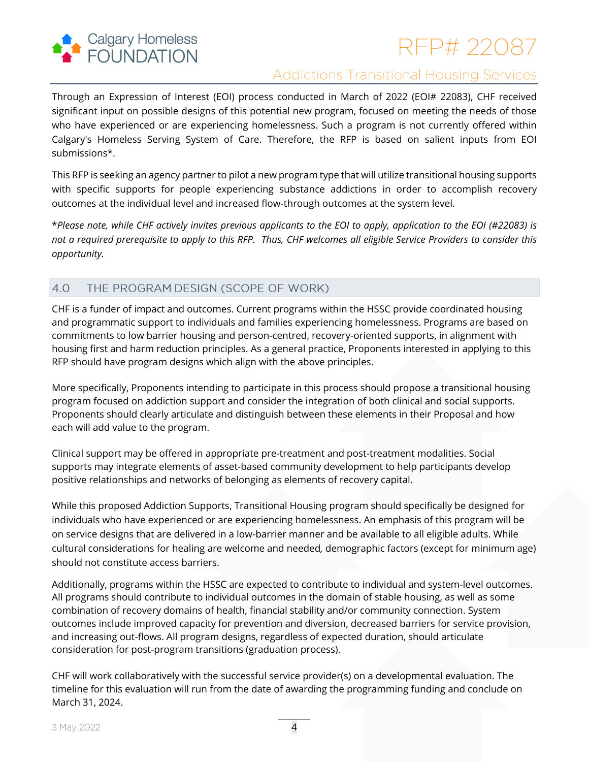Through an Expression of Interest (EOI) process conducted in March of 2022 (EOI# 22083), CHF received significant input on possible designs of this potential new program, focused on meeting the needs of those who have experienced or are experiencing homelessness. Such a program is not currently offered within Calgary's Homeless Serving System of Care. Therefore, the RFP is based on salient inputs from EOI submissions*.

This RFP is seeking an agency partner to pilot a new program type that will utilize transitional housing supports with specific supports for people experiencing substance addictions in order to accomplish recovery outcomes at the individual level and increased flow-through outcomes at the system level.

**Please note, while CHF actively invites previous applicants to the EOI to apply, application to the EOI (#22083) is not a required prerequisite to apply to this RFP. Thus, CHF welcomes all eligible Service Providers to consider this opportunity.*

## 4.0 THE PROGRAM DESIGN (SCOPE OF WORK)

CHF is a funder of impact and outcomes. Current programs within the HSSC provide coordinated housing and programmatic support to individuals and families experiencing homelessness. Programs are based on commitments to low barrier housing and person-centred, recovery-oriented supports, in alignment with housing first and harm reduction principles. As a general practice, Proponents interested in applying to this RFP should have program designs which align with the above principles.

More specifically, Proponents intending to participate in this process should propose a transitional housing program focused on addiction support and consider the integration of both clinical and social supports. Proponents should clearly articulate and distinguish between these elements in their Proposal and how each will add value to the program.

Clinical support may be offered in appropriate pre-treatment and post-treatment modalities. Social supports may integrate elements of asset-based community development to help participants develop positive relationships and networks of belonging as elements of recovery capital.

While this proposed Addiction Supports, Transitional Housing program should specifically be designed for individuals who have experienced or are experiencing homelessness. An emphasis of this program will be on service designs that are delivered in a low-barrier manner and be available to all eligible adults. While cultural considerations for healing are welcome and needed, demographic factors (except for minimum age) should not constitute access barriers.

Additionally, programs within the HSSC are expected to contribute to individual and system-level outcomes. All programs should contribute to individual outcomes in the domain of stable housing, as well as some combination of recovery domains of health, financial stability and/or community connection. System outcomes include improved capacity for prevention and diversion, decreased barriers for service provision, and increasing out-flows. All program designs, regardless of expected duration, should articulate consideration for post-program transitions (graduation process).

CHF will work collaboratively with the successful service provider(s) on a developmental evaluation. The timeline for this evaluation will run from the date of awarding the programming funding and conclude on March 31, 2024.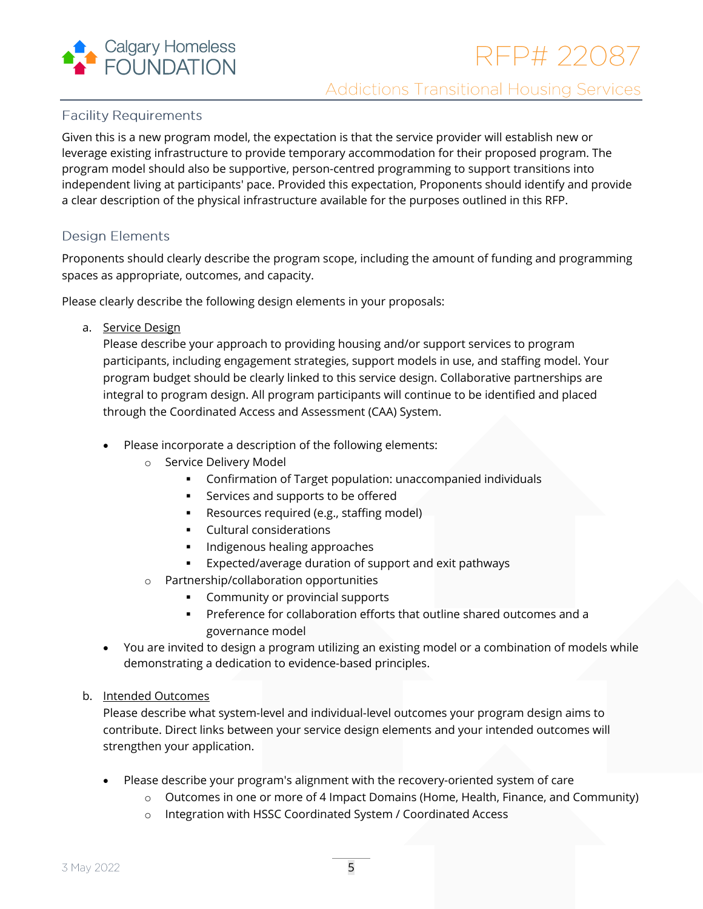## Facility Requirements

Given this is a new program model, the expectation is that the service provider will establish new or leverage existing infrastructure to provide temporary accommodation for their proposed program. The program model should also be supportive, person-centred programming to support transitions into independent living at participants' pace. Provided this expectation, Proponents should identify and provide a clear description of the physical infrastructure available for the purposes outlined in this RFP.

## Design Elements

Proponents should clearly describe the program scope, including the amount of funding and programming spaces as appropriate, outcomes, and capacity.

Please clearly describe the following design elements in your proposals:

a. Service Design

Please describe your approach to providing housing and/or support services to program participants, including engagement strategies, support models in use, and staffing model. Your program budget should be clearly linked to this service design. Collaborative partnerships are integral to program design. All program participants will continue to be identified and placed through the Coordinated Access and Assessment (CAA) System.

- Please incorporate a description of the following elements:
  - Service Delivery Model
    - Confirmation of Target population: unaccompanied individuals
    - Services and supports to be offered
    - Resources required (e.g., staffing model)
    - Cultural considerations
    - Indigenous healing approaches
    - Expected/average duration of support and exit pathways
  - Partnership/collaboration opportunities
    - Community or provincial supports
    - Preference for collaboration efforts that outline shared outcomes and a governance model
- You are invited to design a program utilizing an existing model or a combination of models while demonstrating a dedication to evidence-based principles.

b. Intended Outcomes

Please describe what system-level and individual-level outcomes your program design aims to contribute. Direct links between your service design elements and your intended outcomes will strengthen your application.

- Please describe your program's alignment with the recovery-oriented system of care
  - Outcomes in one or more of 4 Impact Domains (Home, Health, Finance, and Community)
  - Integration with HSSC Coordinated System / Coordinated Access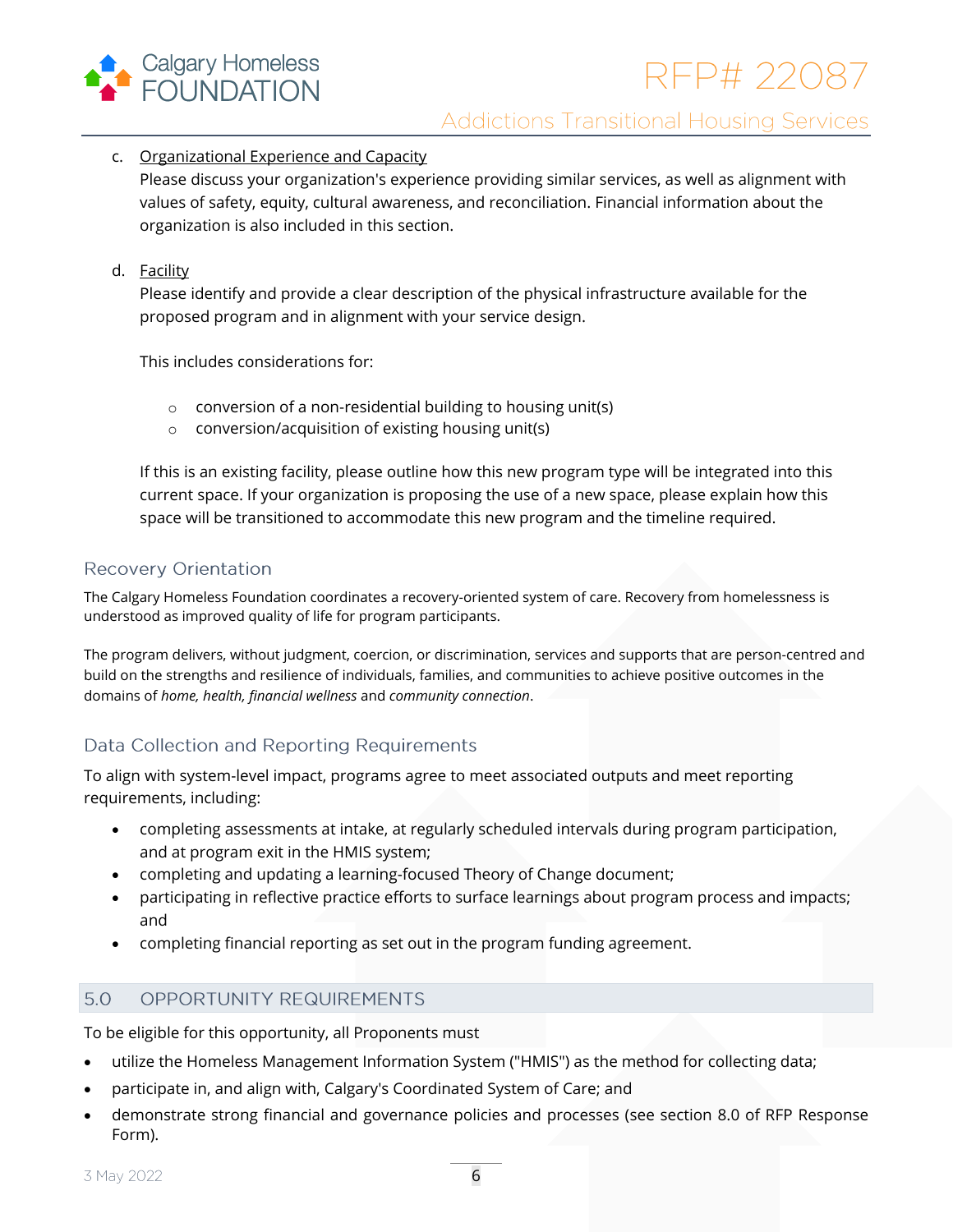c. <u>Organizational Experience and Capacity</u>
   Please discuss your organization's experience providing similar services, as well as alignment with values of safety, equity, cultural awareness, and reconciliation. Financial information about the organization is also included in this section.

d. <u>Facility</u>
   Please identify and provide a clear description of the physical infrastructure available for the proposed program and in alignment with your service design.

   This includes considerations for:

   - conversion of a non-residential building to housing unit(s)
   - conversion/acquisition of existing housing unit(s)

   If this is an existing facility, please outline how this new program type will be integrated into this current space. If your organization is proposing the use of a new space, please explain how this space will be transitioned to accommodate this new program and the timeline required.

### Recovery Orientation

The Calgary Homeless Foundation coordinates a recovery-oriented system of care. Recovery from homelessness is understood as improved quality of life for program participants.

The program delivers, without judgment, coercion, or discrimination, services and supports that are person-centred and build on the strengths and resilience of individuals, families, and communities to achieve positive outcomes in the domains of *home, health, financial wellness* and *community connection*.

### Data Collection and Reporting Requirements

To align with system-level impact, programs agree to meet associated outputs and meet reporting requirements, including:

- completing assessments at intake, at regularly scheduled intervals during program participation, and at program exit in the HMIS system;
- completing and updating a learning-focused Theory of Change document;
- participating in reflective practice efforts to surface learnings about program process and impacts; and
- completing financial reporting as set out in the program funding agreement.

## 5.0 OPPORTUNITY REQUIREMENTS

To be eligible for this opportunity, all Proponents must

- utilize the Homeless Management Information System ("HMIS") as the method for collecting data;
- participate in, and align with, Calgary's Coordinated System of Care; and
- demonstrate strong financial and governance policies and processes (see section 8.0 of RFP Response Form).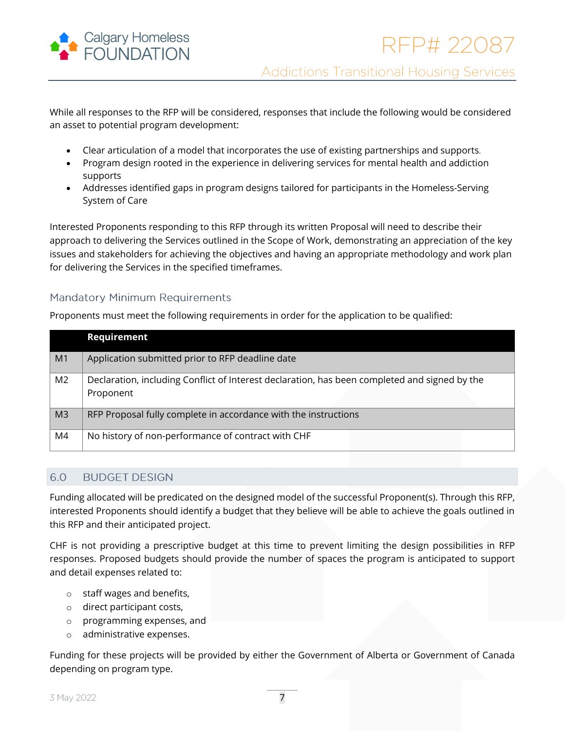While all responses to the RFP will be considered, responses that include the following would be considered an asset to potential program development:

- Clear articulation of a model that incorporates the use of existing partnerships and supports.
- Program design rooted in the experience in delivering services for mental health and addiction supports
- Addresses identified gaps in program designs tailored for participants in the Homeless-Serving System of Care

Interested Proponents responding to this RFP through its written Proposal will need to describe their approach to delivering the Services outlined in the Scope of Work, demonstrating an appreciation of the key issues and stakeholders for achieving the objectives and having an appropriate methodology and work plan for delivering the Services in the specified timeframes.

### Mandatory Minimum Requirements

Proponents must meet the following requirements in order for the application to be qualified:

| | Requirement |
|---|---|
| M1 | Application submitted prior to RFP deadline date |
| M2 | Declaration, including Conflict of Interest declaration, has been completed and signed by the Proponent |
| M3 | RFP Proposal fully complete in accordance with the instructions |
| M4 | No history of non-performance of contract with CHF |

## 6.0 BUDGET DESIGN

Funding allocated will be predicated on the designed model of the successful Proponent(s). Through this RFP, interested Proponents should identify a budget that they believe will be able to achieve the goals outlined in this RFP and their anticipated project.

CHF is not providing a prescriptive budget at this time to prevent limiting the design possibilities in RFP responses. Proposed budgets should provide the number of spaces the program is anticipated to support and detail expenses related to:

- staff wages and benefits,
- direct participant costs,
- programming expenses, and
- administrative expenses.

Funding for these projects will be provided by either the Government of Alberta or Government of Canada depending on program type.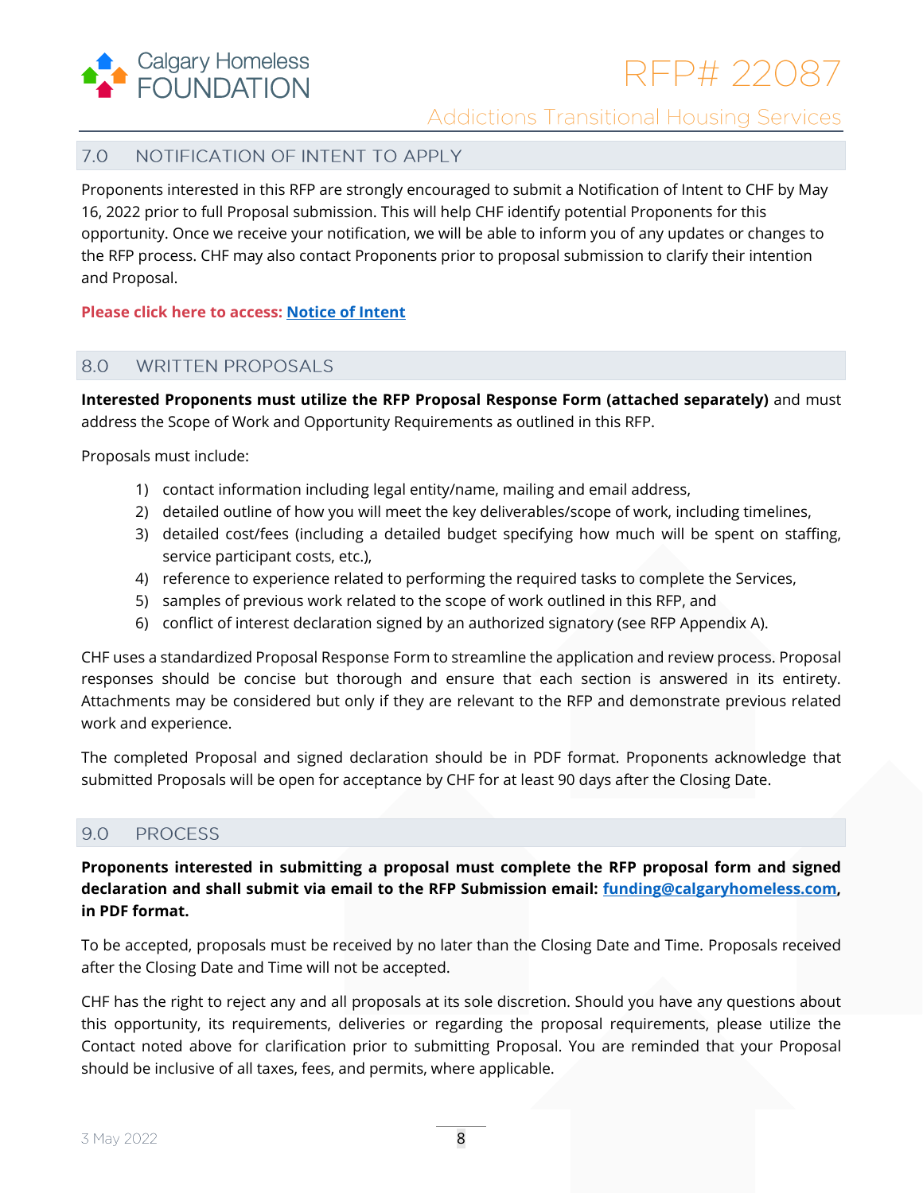## 7.0 NOTIFICATION OF INTENT TO APPLY

Proponents interested in this RFP are strongly encouraged to submit a Notification of Intent to CHF by May 16, 2022 prior to full Proposal submission. This will help CHF identify potential Proponents for this opportunity. Once we receive your notification, we will be able to inform you of any updates or changes to the RFP process. CHF may also contact Proponents prior to proposal submission to clarify their intention and Proposal.

**Please click here to access: Notice of Intent**

## 8.0 WRITTEN PROPOSALS

**Interested Proponents must utilize the RFP Proposal Response Form (attached separately)** and must address the Scope of Work and Opportunity Requirements as outlined in this RFP.

Proposals must include:

1) contact information including legal entity/name, mailing and email address,
2) detailed outline of how you will meet the key deliverables/scope of work, including timelines,
3) detailed cost/fees (including a detailed budget specifying how much will be spent on staffing, service participant costs, etc.),
4) reference to experience related to performing the required tasks to complete the Services,
5) samples of previous work related to the scope of work outlined in this RFP, and
6) conflict of interest declaration signed by an authorized signatory (see RFP Appendix A).

CHF uses a standardized Proposal Response Form to streamline the application and review process. Proposal responses should be concise but thorough and ensure that each section is answered in its entirety. Attachments may be considered but only if they are relevant to the RFP and demonstrate previous related work and experience.

The completed Proposal and signed declaration should be in PDF format. Proponents acknowledge that submitted Proposals will be open for acceptance by CHF for at least 90 days after the Closing Date.

## 9.0 PROCESS

**Proponents interested in submitting a proposal must complete the RFP proposal form and signed declaration and shall submit via email to the RFP Submission email: funding@calgaryhomeless.com, in PDF format.**

To be accepted, proposals must be received by no later than the Closing Date and Time. Proposals received after the Closing Date and Time will not be accepted.

CHF has the right to reject any and all proposals at its sole discretion. Should you have any questions about this opportunity, its requirements, deliveries or regarding the proposal requirements, please utilize the Contact noted above for clarification prior to submitting Proposal. You are reminded that your Proposal should be inclusive of all taxes, fees, and permits, where applicable.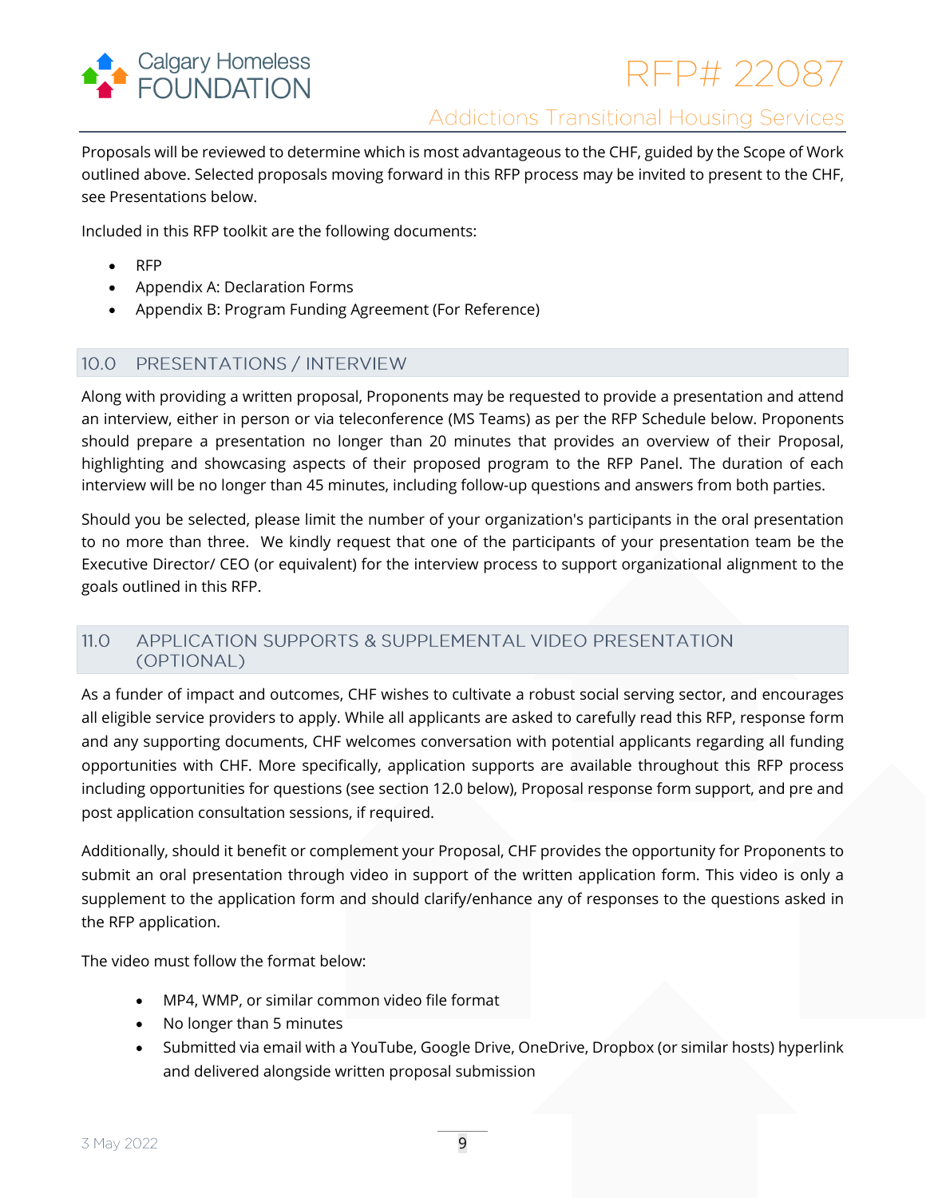Proposals will be reviewed to determine which is most advantageous to the CHF, guided by the Scope of Work outlined above. Selected proposals moving forward in this RFP process may be invited to present to the CHF, see Presentations below.

Included in this RFP toolkit are the following documents:

- RFP
- Appendix A: Declaration Forms
- Appendix B: Program Funding Agreement (For Reference)

## 10.0 PRESENTATIONS / INTERVIEW

Along with providing a written proposal, Proponents may be requested to provide a presentation and attend an interview, either in person or via teleconference (MS Teams) as per the RFP Schedule below. Proponents should prepare a presentation no longer than 20 minutes that provides an overview of their Proposal, highlighting and showcasing aspects of their proposed program to the RFP Panel. The duration of each interview will be no longer than 45 minutes, including follow-up questions and answers from both parties.

Should you be selected, please limit the number of your organization's participants in the oral presentation to no more than three. We kindly request that one of the participants of your presentation team be the Executive Director/ CEO (or equivalent) for the interview process to support organizational alignment to the goals outlined in this RFP.

## 11.0 APPLICATION SUPPORTS & SUPPLEMENTAL VIDEO PRESENTATION (OPTIONAL)

As a funder of impact and outcomes, CHF wishes to cultivate a robust social serving sector, and encourages all eligible service providers to apply. While all applicants are asked to carefully read this RFP, response form and any supporting documents, CHF welcomes conversation with potential applicants regarding all funding opportunities with CHF. More specifically, application supports are available throughout this RFP process including opportunities for questions (see section 12.0 below), Proposal response form support, and pre and post application consultation sessions, if required.

Additionally, should it benefit or complement your Proposal, CHF provides the opportunity for Proponents to submit an oral presentation through video in support of the written application form. This video is only a supplement to the application form and should clarify/enhance any of responses to the questions asked in the RFP application.

The video must follow the format below:

- MP4, WMP, or similar common video file format
- No longer than 5 minutes
- Submitted via email with a YouTube, Google Drive, OneDrive, Dropbox (or similar hosts) hyperlink and delivered alongside written proposal submission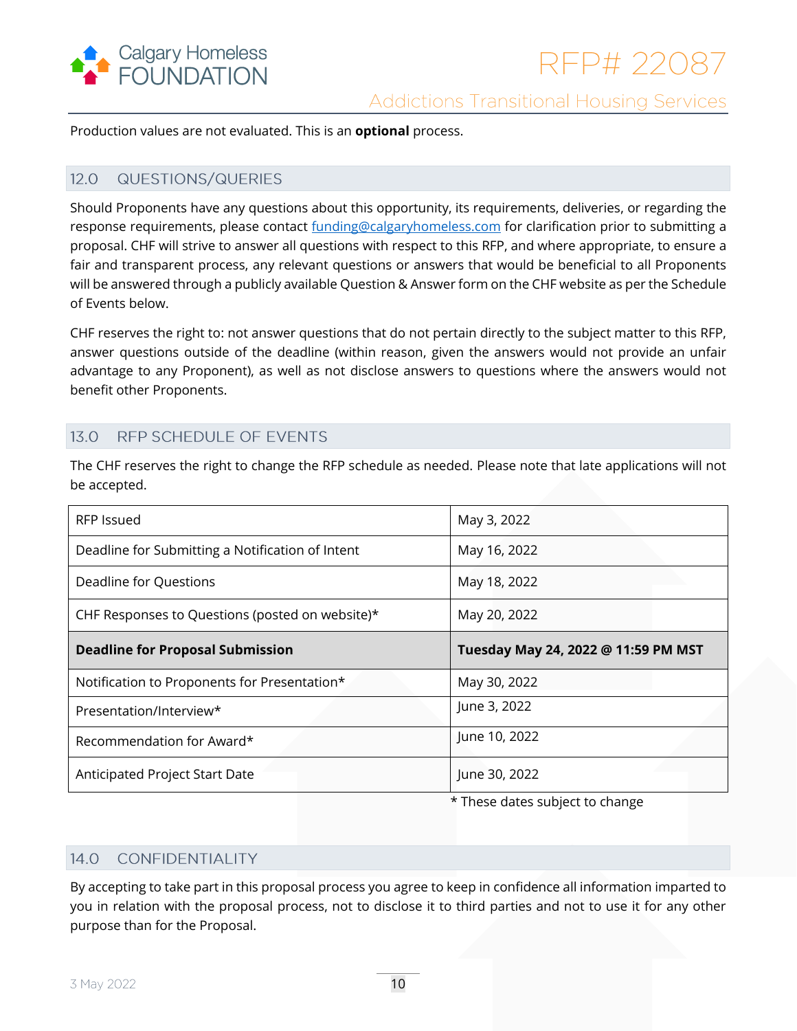Production values are not evaluated. This is an **optional** process.

## 12.0 QUESTIONS/QUERIES

Should Proponents have any questions about this opportunity, its requirements, deliveries, or regarding the response requirements, please contact funding@calgaryhomeless.com for clarification prior to submitting a proposal. CHF will strive to answer all questions with respect to this RFP, and where appropriate, to ensure a fair and transparent process, any relevant questions or answers that would be beneficial to all Proponents will be answered through a publicly available Question & Answer form on the CHF website as per the Schedule of Events below.

CHF reserves the right to: not answer questions that do not pertain directly to the subject matter to this RFP, answer questions outside of the deadline (within reason, given the answers would not provide an unfair advantage to any Proponent), as well as not disclose answers to questions where the answers would not benefit other Proponents.

## 13.0 RFP SCHEDULE OF EVENTS

The CHF reserves the right to change the RFP schedule as needed. Please note that late applications will not be accepted.

| | |
|---|---|
| RFP Issued | May 3, 2022 |
| Deadline for Submitting a Notification of Intent | May 16, 2022 |
| Deadline for Questions | May 18, 2022 |
| CHF Responses to Questions (posted on website)* | May 20, 2022 |
| **Deadline for Proposal Submission** | **Tuesday May 24, 2022 @ 11:59 PM MST** |
| Notification to Proponents for Presentation* | May 30, 2022 |
| Presentation/Interview* | June 3, 2022 |
| Recommendation for Award* | June 10, 2022 |
| Anticipated Project Start Date | June 30, 2022 |

* These dates subject to change

## 14.0 CONFIDENTIALITY

By accepting to take part in this proposal process you agree to keep in confidence all information imparted to you in relation with the proposal process, not to disclose it to third parties and not to use it for any other purpose than for the Proposal.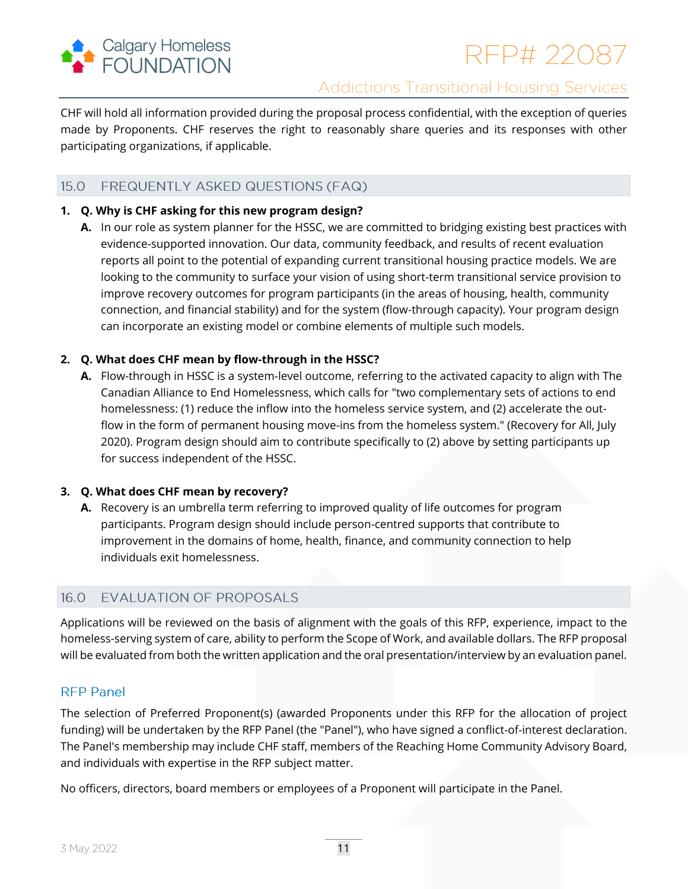CHF will hold all information provided during the proposal process confidential, with the exception of queries made by Proponents. CHF reserves the right to reasonably share queries and its responses with other participating organizations, if applicable.

## 15.0 FREQUENTLY ASKED QUESTIONS (FAQ)

1. **Q. Why is CHF asking for this new program design?**
   **A.** In our role as system planner for the HSSC, we are committed to bridging existing best practices with evidence-supported innovation. Our data, community feedback, and results of recent evaluation reports all point to the potential of expanding current transitional housing practice models. We are looking to the community to surface your vision of using short-term transitional service provision to improve recovery outcomes for program participants (in the areas of housing, health, community connection, and financial stability) and for the system (flow-through capacity). Your program design can incorporate an existing model or combine elements of multiple such models.

2. **Q. What does CHF mean by flow-through in the HSSC?**
   **A.** Flow-through in HSSC is a system-level outcome, referring to the activated capacity to align with The Canadian Alliance to End Homelessness, which calls for "two complementary sets of actions to end homelessness: (1) reduce the inflow into the homeless service system, and (2) accelerate the out-flow in the form of permanent housing move-ins from the homeless system." (Recovery for All, July 2020). Program design should aim to contribute specifically to (2) above by setting participants up for success independent of the HSSC.

3. **Q. What does CHF mean by recovery?**
   **A.** Recovery is an umbrella term referring to improved quality of life outcomes for program participants. Program design should include person-centred supports that contribute to improvement in the domains of home, health, finance, and community connection to help individuals exit homelessness.

## 16.0 EVALUATION OF PROPOSALS

Applications will be reviewed on the basis of alignment with the goals of this RFP, experience, impact to the homeless-serving system of care, ability to perform the Scope of Work, and available dollars. The RFP proposal will be evaluated from both the written application and the oral presentation/interview by an evaluation panel.

### RFP Panel

The selection of Preferred Proponent(s) (awarded Proponents under this RFP for the allocation of project funding) will be undertaken by the RFP Panel (the "Panel"), who have signed a conflict-of-interest declaration. The Panel's membership may include CHF staff, members of the Reaching Home Community Advisory Board, and individuals with expertise in the RFP subject matter.

No officers, directors, board members or employees of a Proponent will participate in the Panel.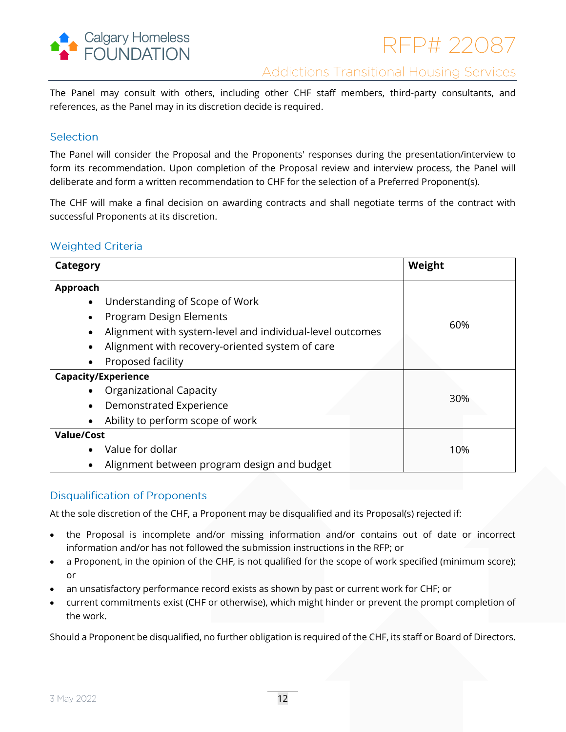The Panel may consult with others, including other CHF staff members, third-party consultants, and references, as the Panel may in its discretion decide is required.

## Selection

The Panel will consider the Proposal and the Proponents' responses during the presentation/interview to form its recommendation. Upon completion of the Proposal review and interview process, the Panel will deliberate and form a written recommendation to CHF for the selection of a Preferred Proponent(s).

The CHF will make a final decision on awarding contracts and shall negotiate terms of the contract with successful Proponents at its discretion.

## Weighted Criteria

| Category | Weight |
|---|---|
| **Approach**<br>• Understanding of Scope of Work<br>• Program Design Elements<br>• Alignment with system-level and individual-level outcomes<br>• Alignment with recovery-oriented system of care<br>• Proposed facility | 60% |
| **Capacity/Experience**<br>• Organizational Capacity<br>• Demonstrated Experience<br>• Ability to perform scope of work | 30% |
| **Value/Cost**<br>• Value for dollar<br>• Alignment between program design and budget | 10% |

## Disqualification of Proponents

At the sole discretion of the CHF, a Proponent may be disqualified and its Proposal(s) rejected if:

- the Proposal is incomplete and/or missing information and/or contains out of date or incorrect information and/or has not followed the submission instructions in the RFP; or
- a Proponent, in the opinion of the CHF, is not qualified for the scope of work specified (minimum score); or
- an unsatisfactory performance record exists as shown by past or current work for CHF; or
- current commitments exist (CHF or otherwise), which might hinder or prevent the prompt completion of the work.

Should a Proponent be disqualified, no further obligation is required of the CHF, its staff or Board of Directors.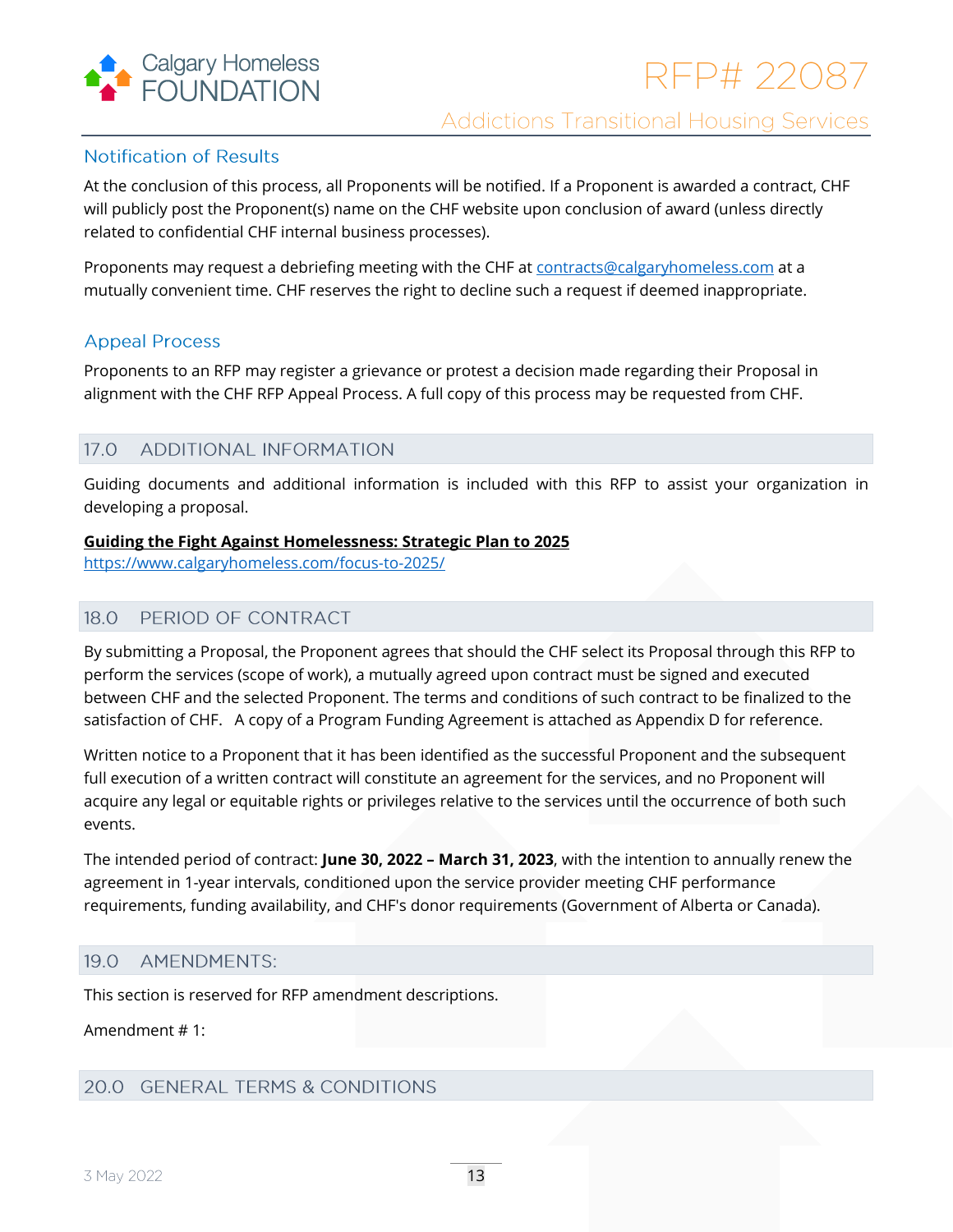### Notification of Results

At the conclusion of this process, all Proponents will be notified. If a Proponent is awarded a contract, CHF will publicly post the Proponent(s) name on the CHF website upon conclusion of award (unless directly related to confidential CHF internal business processes).

Proponents may request a debriefing meeting with the CHF at contracts@calgaryhomeless.com at a mutually convenient time. CHF reserves the right to decline such a request if deemed inappropriate.

### Appeal Process

Proponents to an RFP may register a grievance or protest a decision made regarding their Proposal in alignment with the CHF RFP Appeal Process. A full copy of this process may be requested from CHF.

## 17.0 ADDITIONAL INFORMATION

Guiding documents and additional information is included with this RFP to assist your organization in developing a proposal.

**Guiding the Fight Against Homelessness: Strategic Plan to 2025**
https://www.calgaryhomeless.com/focus-to-2025/

## 18.0 PERIOD OF CONTRACT

By submitting a Proposal, the Proponent agrees that should the CHF select its Proposal through this RFP to perform the services (scope of work), a mutually agreed upon contract must be signed and executed between CHF and the selected Proponent. The terms and conditions of such contract to be finalized to the satisfaction of CHF. A copy of a Program Funding Agreement is attached as Appendix D for reference.

Written notice to a Proponent that it has been identified as the successful Proponent and the subsequent full execution of a written contract will constitute an agreement for the services, and no Proponent will acquire any legal or equitable rights or privileges relative to the services until the occurrence of both such events.

The intended period of contract: **June 30, 2022 – March 31, 2023**, with the intention to annually renew the agreement in 1-year intervals, conditioned upon the service provider meeting CHF performance requirements, funding availability, and CHF's donor requirements (Government of Alberta or Canada).

## 19.0 AMENDMENTS:

This section is reserved for RFP amendment descriptions.

Amendment # 1:

## 20.0 GENERAL TERMS & CONDITIONS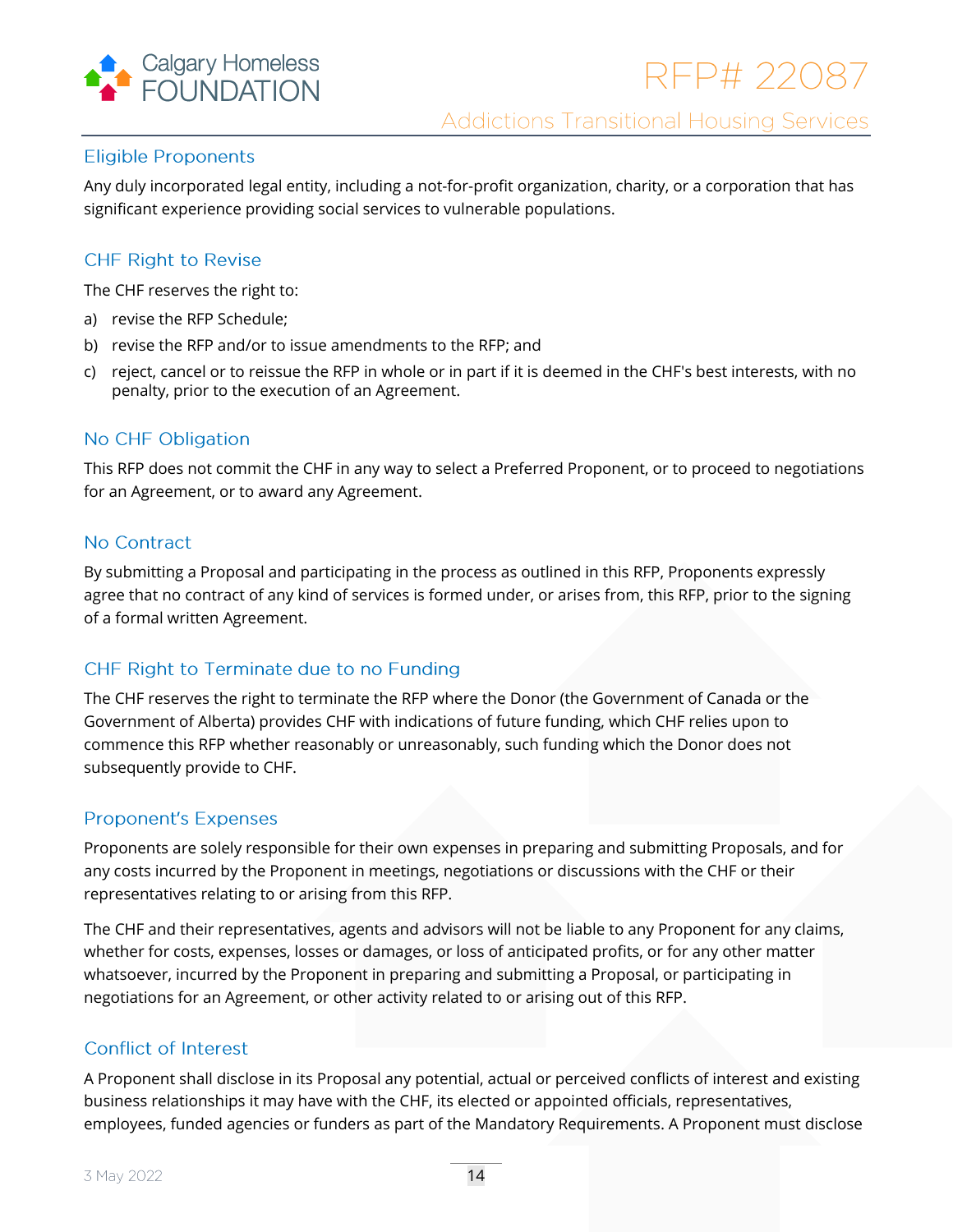## Eligible Proponents

Any duly incorporated legal entity, including a not-for-profit organization, charity, or a corporation that has significant experience providing social services to vulnerable populations.

## CHF Right to Revise

The CHF reserves the right to:

a) revise the RFP Schedule;

b) revise the RFP and/or to issue amendments to the RFP; and

c) reject, cancel or to reissue the RFP in whole or in part if it is deemed in the CHF's best interests, with no penalty, prior to the execution of an Agreement.

## No CHF Obligation

This RFP does not commit the CHF in any way to select a Preferred Proponent, or to proceed to negotiations for an Agreement, or to award any Agreement.

## No Contract

By submitting a Proposal and participating in the process as outlined in this RFP, Proponents expressly agree that no contract of any kind of services is formed under, or arises from, this RFP, prior to the signing of a formal written Agreement.

## CHF Right to Terminate due to no Funding

The CHF reserves the right to terminate the RFP where the Donor (the Government of Canada or the Government of Alberta) provides CHF with indications of future funding, which CHF relies upon to commence this RFP whether reasonably or unreasonably, such funding which the Donor does not subsequently provide to CHF.

## Proponent's Expenses

Proponents are solely responsible for their own expenses in preparing and submitting Proposals, and for any costs incurred by the Proponent in meetings, negotiations or discussions with the CHF or their representatives relating to or arising from this RFP.

The CHF and their representatives, agents and advisors will not be liable to any Proponent for any claims, whether for costs, expenses, losses or damages, or loss of anticipated profits, or for any other matter whatsoever, incurred by the Proponent in preparing and submitting a Proposal, or participating in negotiations for an Agreement, or other activity related to or arising out of this RFP.

## Conflict of Interest

A Proponent shall disclose in its Proposal any potential, actual or perceived conflicts of interest and existing business relationships it may have with the CHF, its elected or appointed officials, representatives, employees, funded agencies or funders as part of the Mandatory Requirements. A Proponent must disclose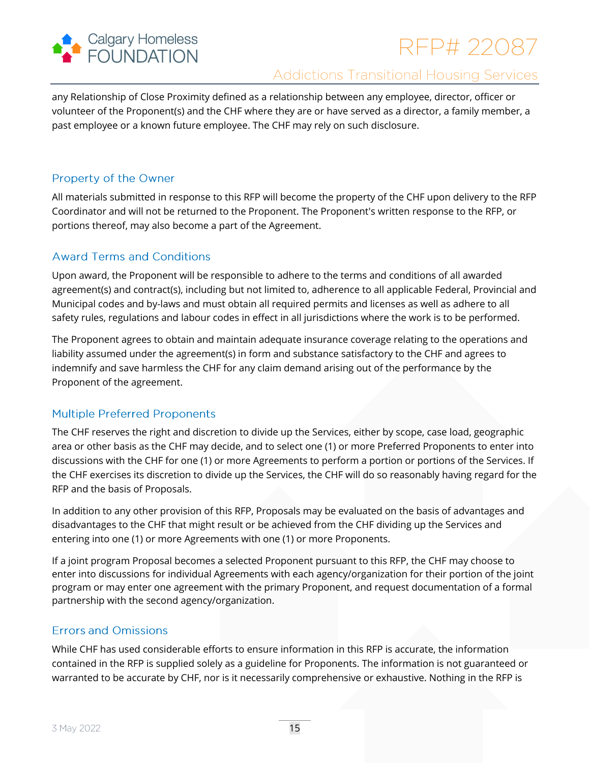any Relationship of Close Proximity defined as a relationship between any employee, director, officer or volunteer of the Proponent(s) and the CHF where they are or have served as a director, a family member, a past employee or a known future employee. The CHF may rely on such disclosure.

## Property of the Owner

All materials submitted in response to this RFP will become the property of the CHF upon delivery to the RFP Coordinator and will not be returned to the Proponent. The Proponent's written response to the RFP, or portions thereof, may also become a part of the Agreement.

## Award Terms and Conditions

Upon award, the Proponent will be responsible to adhere to the terms and conditions of all awarded agreement(s) and contract(s), including but not limited to, adherence to all applicable Federal, Provincial and Municipal codes and by-laws and must obtain all required permits and licenses as well as adhere to all safety rules, regulations and labour codes in effect in all jurisdictions where the work is to be performed.

The Proponent agrees to obtain and maintain adequate insurance coverage relating to the operations and liability assumed under the agreement(s) in form and substance satisfactory to the CHF and agrees to indemnify and save harmless the CHF for any claim demand arising out of the performance by the Proponent of the agreement.

## Multiple Preferred Proponents

The CHF reserves the right and discretion to divide up the Services, either by scope, case load, geographic area or other basis as the CHF may decide, and to select one (1) or more Preferred Proponents to enter into discussions with the CHF for one (1) or more Agreements to perform a portion or portions of the Services. If the CHF exercises its discretion to divide up the Services, the CHF will do so reasonably having regard for the RFP and the basis of Proposals.

In addition to any other provision of this RFP, Proposals may be evaluated on the basis of advantages and disadvantages to the CHF that might result or be achieved from the CHF dividing up the Services and entering into one (1) or more Agreements with one (1) or more Proponents.

If a joint program Proposal becomes a selected Proponent pursuant to this RFP, the CHF may choose to enter into discussions for individual Agreements with each agency/organization for their portion of the joint program or may enter one agreement with the primary Proponent, and request documentation of a formal partnership with the second agency/organization.

## Errors and Omissions

While CHF has used considerable efforts to ensure information in this RFP is accurate, the information contained in the RFP is supplied solely as a guideline for Proponents. The information is not guaranteed or warranted to be accurate by CHF, nor is it necessarily comprehensive or exhaustive. Nothing in the RFP is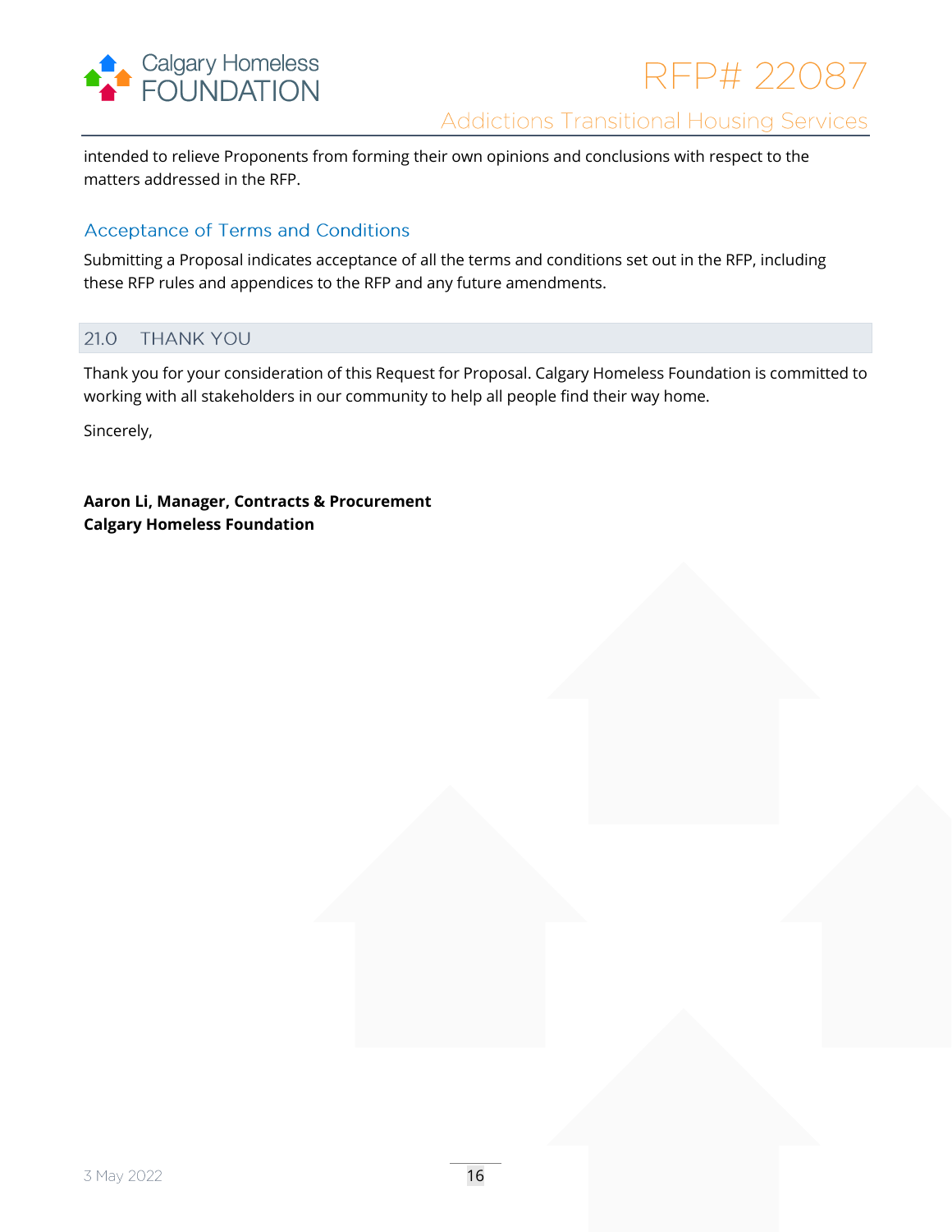intended to relieve Proponents from forming their own opinions and conclusions with respect to the matters addressed in the RFP.

### Acceptance of Terms and Conditions

Submitting a Proposal indicates acceptance of all the terms and conditions set out in the RFP, including these RFP rules and appendices to the RFP and any future amendments.

## 21.0 THANK YOU

Thank you for your consideration of this Request for Proposal. Calgary Homeless Foundation is committed to working with all stakeholders in our community to help all people find their way home.

Sincerely,

**Aaron Li, Manager, Contracts & Procurement**
**Calgary Homeless Foundation**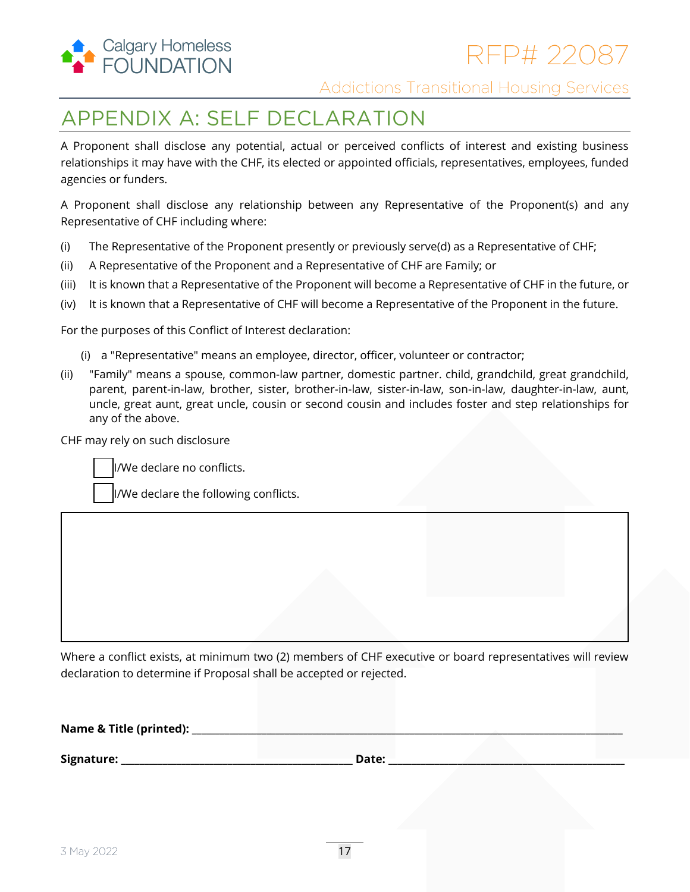# APPENDIX A: SELF DECLARATION

A Proponent shall disclose any potential, actual or perceived conflicts of interest and existing business relationships it may have with the CHF, its elected or appointed officials, representatives, employees, funded agencies or funders.

A Proponent shall disclose any relationship between any Representative of the Proponent(s) and any Representative of CHF including where:

(i) The Representative of the Proponent presently or previously serve(d) as a Representative of CHF;

(ii) A Representative of the Proponent and a Representative of CHF are Family; or

(iii) It is known that a Representative of the Proponent will become a Representative of CHF in the future, or

(iv) It is known that a Representative of CHF will become a Representative of the Proponent in the future.

For the purposes of this Conflict of Interest declaration:

(i) a "Representative" means an employee, director, officer, volunteer or contractor;

(ii) "Family" means a spouse, common-law partner, domestic partner. child, grandchild, great grandchild, parent, parent-in-law, brother, sister, brother-in-law, sister-in-law, son-in-law, daughter-in-law, aunt, uncle, great aunt, great uncle, cousin or second cousin and includes foster and step relationships for any of the above.

CHF may rely on such disclosure

☐ I/We declare no conflicts.

☐ I/We declare the following conflicts.

| |
|---|
| |

Where a conflict exists, at minimum two (2) members of CHF executive or board representatives will review declaration to determine if Proposal shall be accepted or rejected.

**Name & Title (printed):** ____________________________________________

**Signature:** ______________________________ **Date:** ______________________________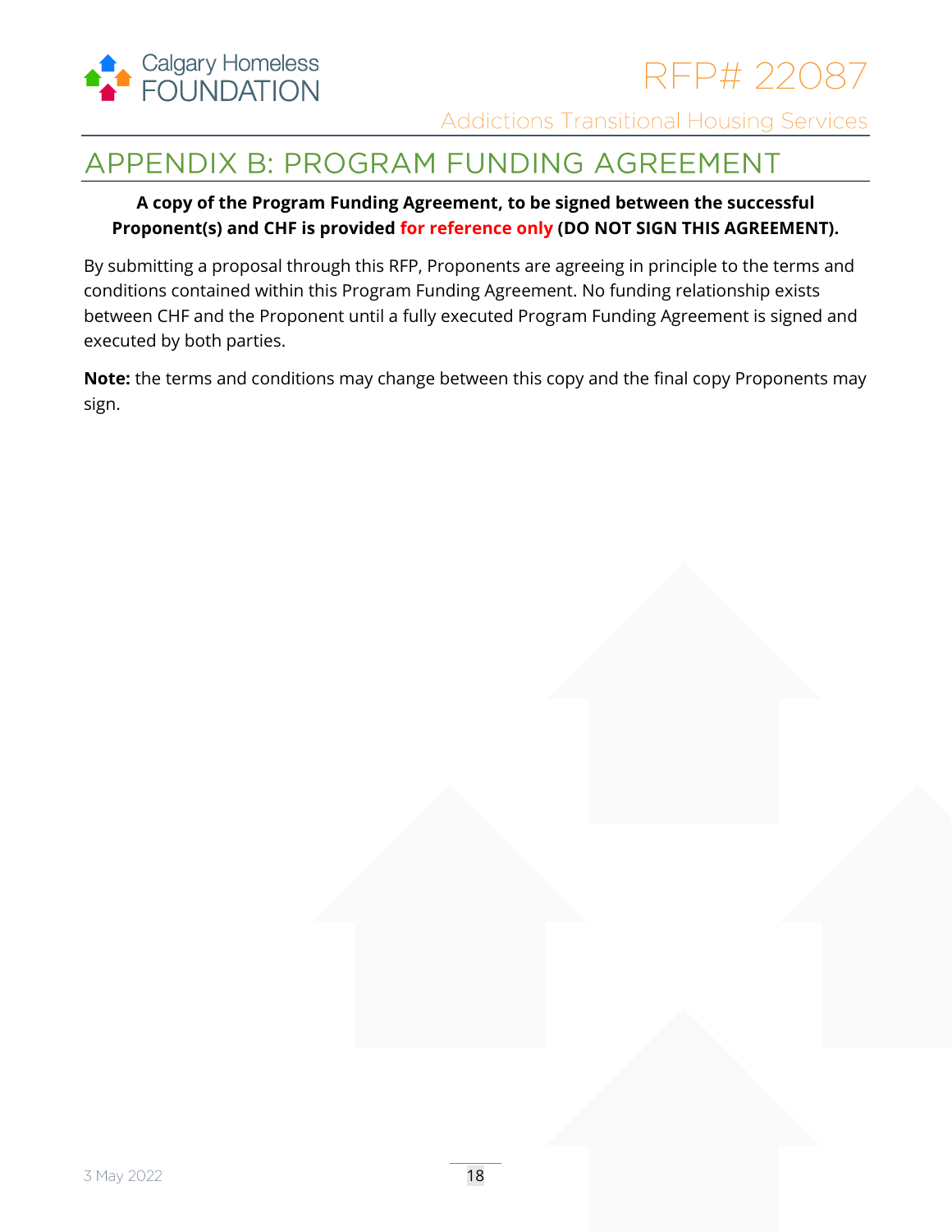# APPENDIX B: PROGRAM FUNDING AGREEMENT

**A copy of the Program Funding Agreement, to be signed between the successful Proponent(s) and CHF is provided for reference only (DO NOT SIGN THIS AGREEMENT).**

By submitting a proposal through this RFP, Proponents are agreeing in principle to the terms and conditions contained within this Program Funding Agreement. No funding relationship exists between CHF and the Proponent until a fully executed Program Funding Agreement is signed and executed by both parties.

**Note:** the terms and conditions may change between this copy and the final copy Proponents may sign.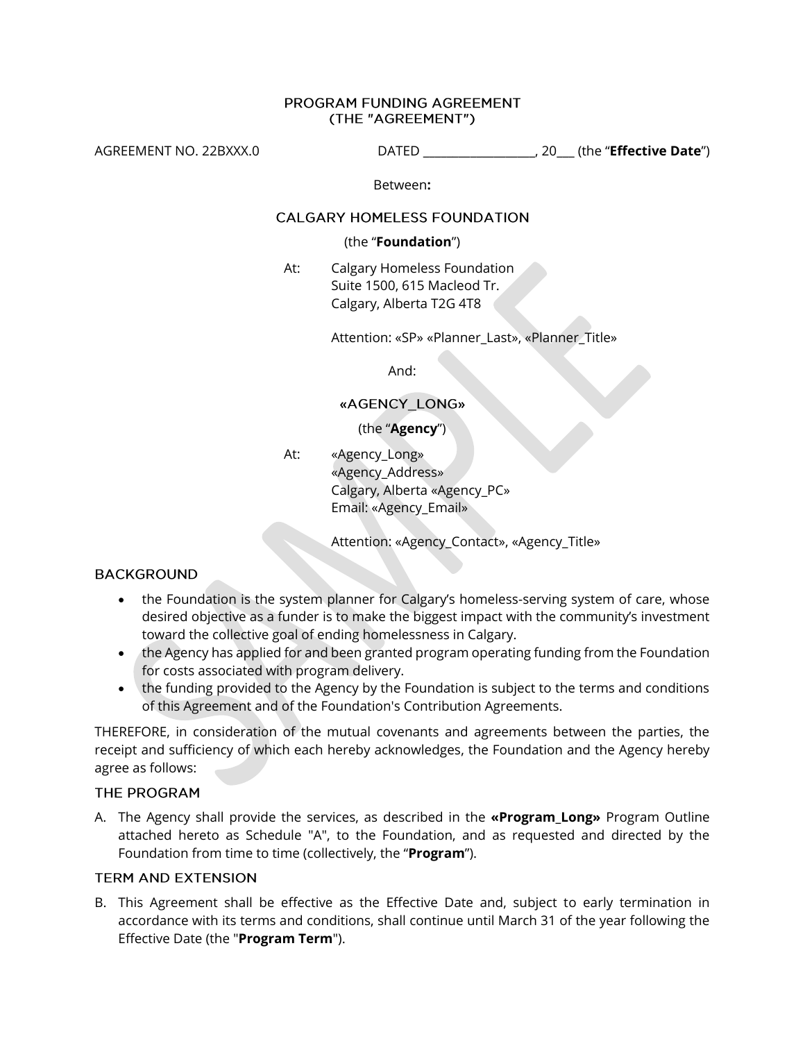# PROGRAM FUNDING AGREEMENT
# (THE "AGREEMENT")

AGREEMENT NO. 22BXXX.0 DATED ___________________, 20___ (the "**Effective Date**")

Between**:**

## CALGARY HOMELESS FOUNDATION

(the "**Foundation**")

At: Calgary Homeless Foundation
Suite 1500, 615 Macleod Tr.
Calgary, Alberta T2G 4T8

Attention: «SP» «Planner_Last», «Planner_Title»

And:

## «AGENCY_LONG»

(the "**Agency**")

At: «Agency_Long»
«Agency_Address»
Calgary, Alberta «Agency_PC»
Email: «Agency_Email»

Attention: «Agency_Contact», «Agency_Title»

## BACKGROUND

- the Foundation is the system planner for Calgary's homeless-serving system of care, whose desired objective as a funder is to make the biggest impact with the community's investment toward the collective goal of ending homelessness in Calgary.
- the Agency has applied for and been granted program operating funding from the Foundation for costs associated with program delivery.
- the funding provided to the Agency by the Foundation is subject to the terms and conditions of this Agreement and of the Foundation's Contribution Agreements.

THEREFORE, in consideration of the mutual covenants and agreements between the parties, the receipt and sufficiency of which each hereby acknowledges, the Foundation and the Agency hereby agree as follows:

## THE PROGRAM

A. The Agency shall provide the services, as described in the **«Program_Long»** Program Outline attached hereto as Schedule "A", to the Foundation, and as requested and directed by the Foundation from time to time (collectively, the "**Program**").

## TERM AND EXTENSION

B. This Agreement shall be effective as the Effective Date and, subject to early termination in accordance with its terms and conditions, shall continue until March 31 of the year following the Effective Date (the "**Program Term**").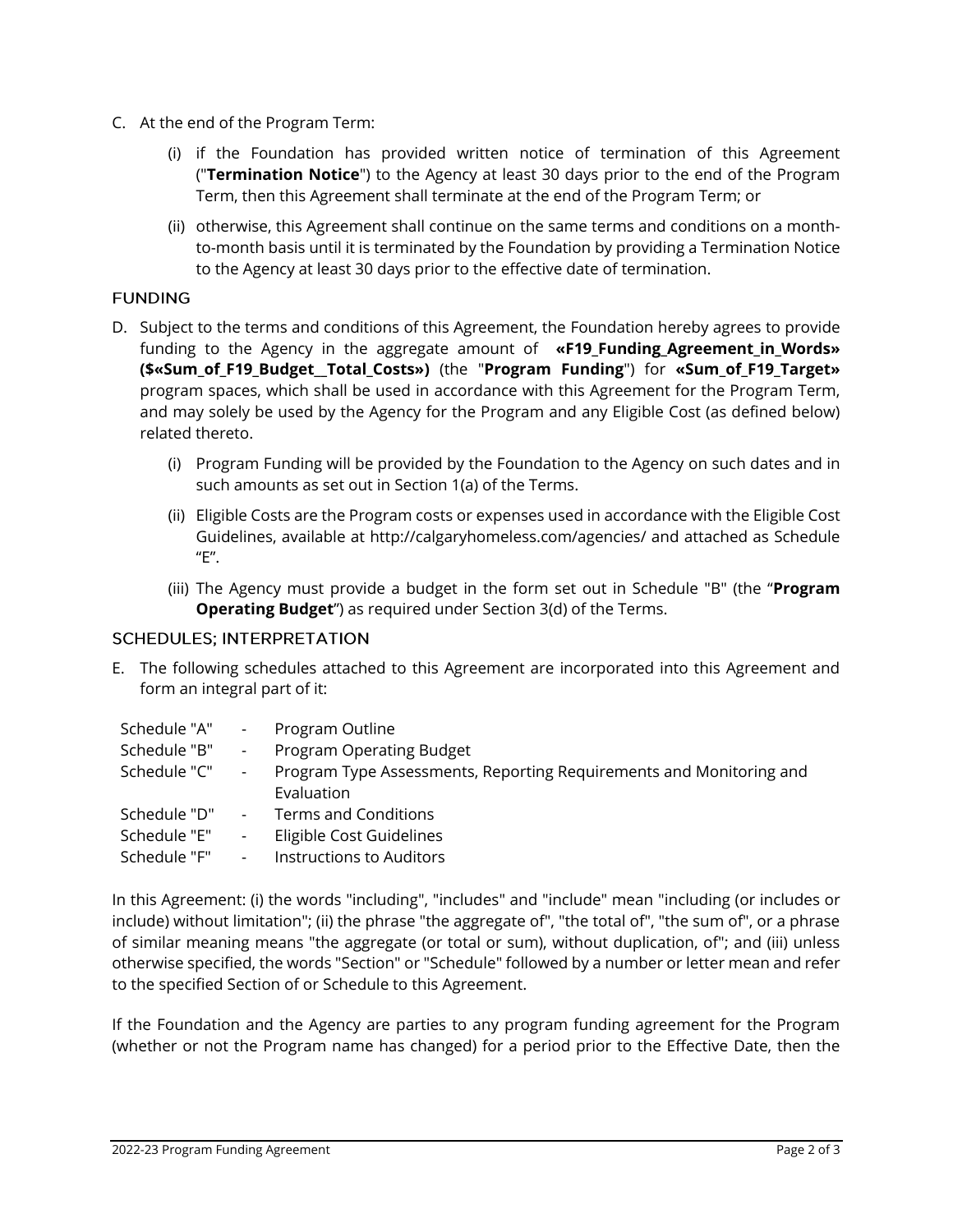C. At the end of the Program Term:

   (i) if the Foundation has provided written notice of termination of this Agreement ("**Termination Notice**") to the Agency at least 30 days prior to the end of the Program Term, then this Agreement shall terminate at the end of the Program Term; or

   (ii) otherwise, this Agreement shall continue on the same terms and conditions on a month-to-month basis until it is terminated by the Foundation by providing a Termination Notice to the Agency at least 30 days prior to the effective date of termination.

### FUNDING

D. Subject to the terms and conditions of this Agreement, the Foundation hereby agrees to provide funding to the Agency in the aggregate amount of **«F19_Funding_Agreement_in_Words» ($«Sum_of_F19_Budget__Total_Costs»)** (the "**Program Funding**") for **«Sum_of_F19_Target»** program spaces, which shall be used in accordance with this Agreement for the Program Term, and may solely be used by the Agency for the Program and any Eligible Cost (as defined below) related thereto.

   (i) Program Funding will be provided by the Foundation to the Agency on such dates and in such amounts as set out in Section 1(a) of the Terms.

   (ii) Eligible Costs are the Program costs or expenses used in accordance with the Eligible Cost Guidelines, available at http://calgaryhomeless.com/agencies/ and attached as Schedule "E".

   (iii) The Agency must provide a budget in the form set out in Schedule "B" (the "**Program Operating Budget**") as required under Section 3(d) of the Terms.

### SCHEDULES; INTERPRETATION

E. The following schedules attached to this Agreement are incorporated into this Agreement and form an integral part of it:

| | | |
|---|---|---|
| Schedule "A" | - | Program Outline |
| Schedule "B" | - | Program Operating Budget |
| Schedule "C" | - | Program Type Assessments, Reporting Requirements and Monitoring and Evaluation |
| Schedule "D" | - | Terms and Conditions |
| Schedule "E" | - | Eligible Cost Guidelines |
| Schedule "F" | - | Instructions to Auditors |

In this Agreement: (i) the words "including", "includes" and "include" mean "including (or includes or include) without limitation"; (ii) the phrase "the aggregate of", "the total of", "the sum of", or a phrase of similar meaning means "the aggregate (or total or sum), without duplication, of"; and (iii) unless otherwise specified, the words "Section" or "Schedule" followed by a number or letter mean and refer to the specified Section of or Schedule to this Agreement.

If the Foundation and the Agency are parties to any program funding agreement for the Program (whether or not the Program name has changed) for a period prior to the Effective Date, then the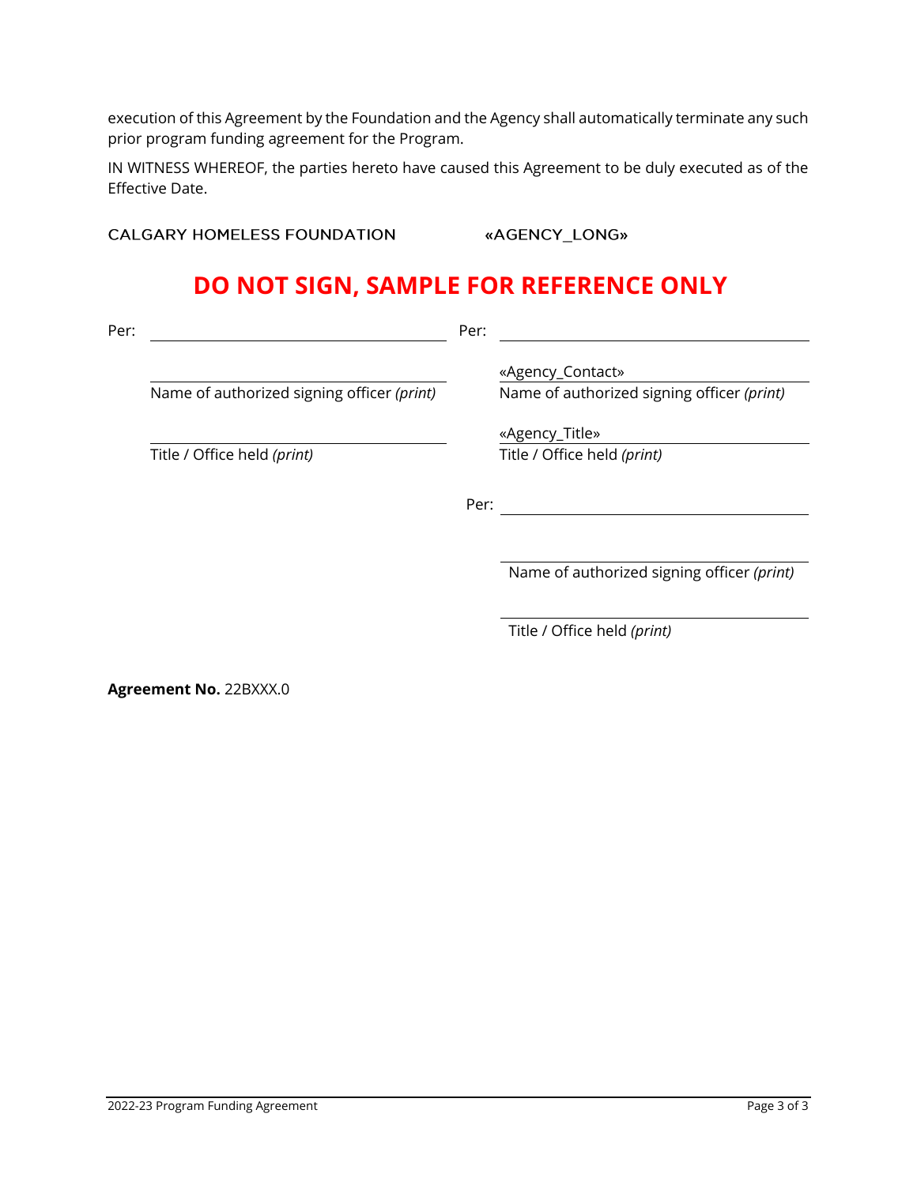execution of this Agreement by the Foundation and the Agency shall automatically terminate any such prior program funding agreement for the Program.

IN WITNESS WHEREOF, the parties hereto have caused this Agreement to be duly executed as of the Effective Date.

CALGARY HOMELESS FOUNDATION

Per: ______________________________

______________________________
Name of authorized signing officer *(print)*

______________________________
Title / Office held *(print)*

«AGENCY_LONG»

Per: ______________________________

«Agency_Contact»
Name of authorized signing officer *(print)*

«Agency_Title»
Title / Office held *(print)*

Per: ______________________________

______________________________
Name of authorized signing officer *(print)*

______________________________
Title / Office held *(print)*

## DO NOT SIGN, SAMPLE FOR REFERENCE ONLY

**Agreement No.** 22BXXX.0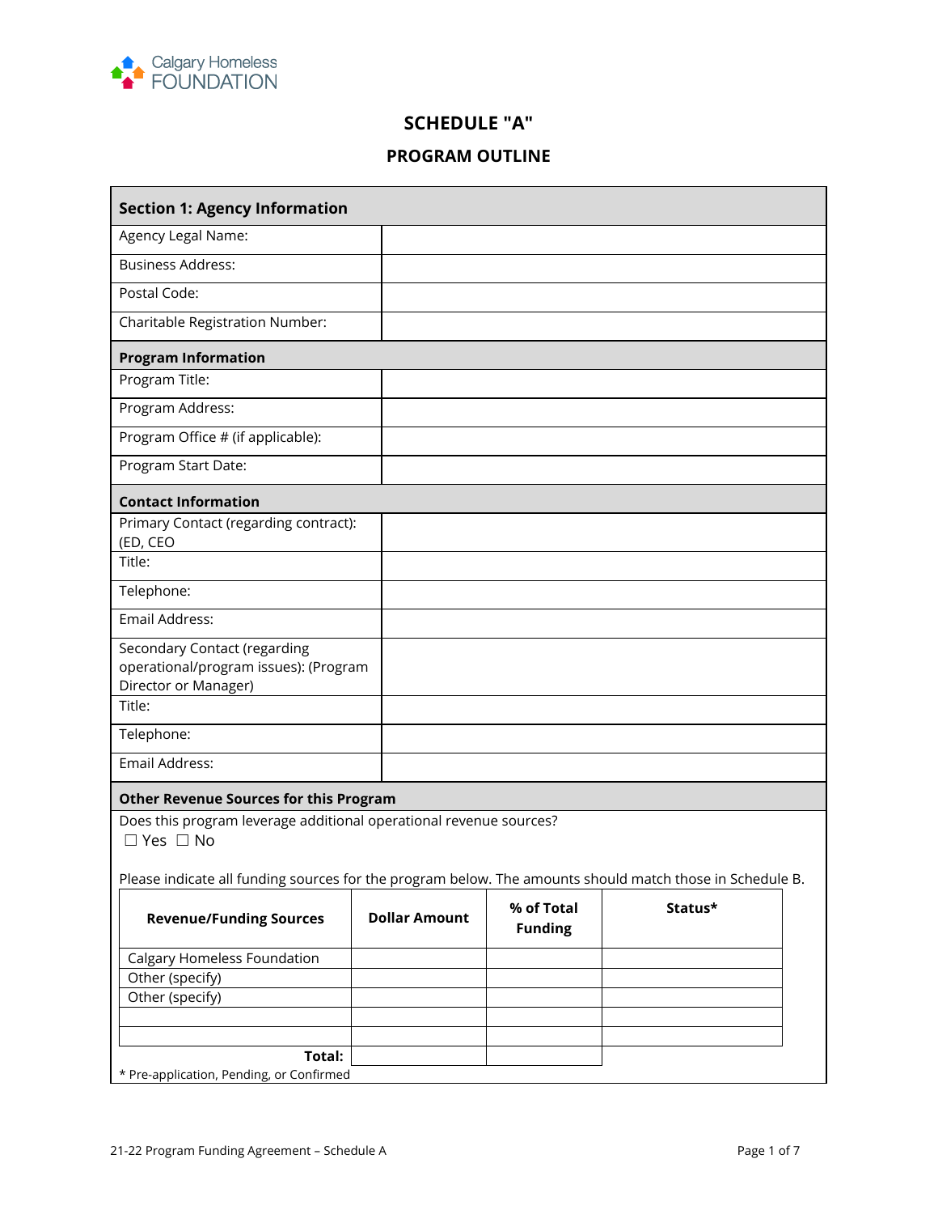Calgary Homeless FOUNDATION

# SCHEDULE "A"

## PROGRAM OUTLINE

| **Section 1: Agency Information** | |
|---|---|
| Agency Legal Name: | |
| Business Address: | |
| Postal Code: | |
| Charitable Registration Number: | |
| **Program Information** | |
| Program Title: | |
| Program Address: | |
| Program Office # (if applicable): | |
| Program Start Date: | |
| **Contact Information** | |
| Primary Contact (regarding contract): (ED, CEO | |
| Title: | |
| Telephone: | |
| Email Address: | |
| Secondary Contact (regarding operational/program issues): (Program Director or Manager) | |
| Title: | |
| Telephone: | |
| Email Address: | |

**Other Revenue Sources for this Program**

Does this program leverage additional operational revenue sources?
☐ Yes ☐ No

Please indicate all funding sources for the program below. The amounts should match those in Schedule B.

| Revenue/Funding Sources | Dollar Amount | % of Total Funding | Status* |
|---|---|---|---|
| Calgary Homeless Foundation | | | |
| Other (specify) | | | |
| Other (specify) | | | |
| | | | |
| | | | |
| **Total:** | | | |

* Pre-application, Pending, or Confirmed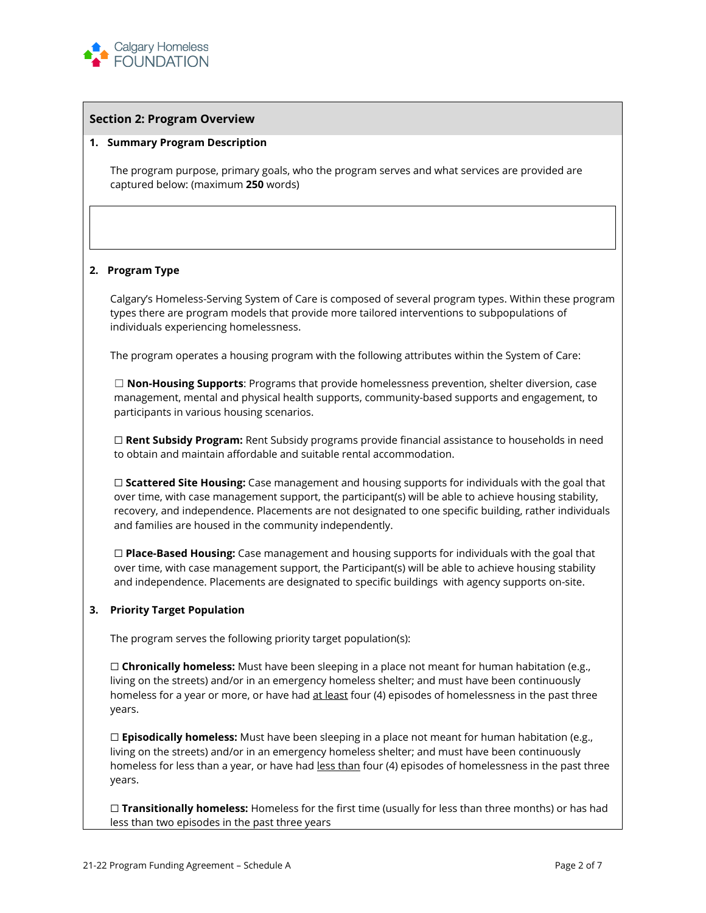## Section 2: Program Overview

**1. Summary Program Description**

The program purpose, primary goals, who the program serves and what services are provided are captured below: (maximum **250** words)

**2. Program Type**

Calgary's Homeless-Serving System of Care is composed of several program types. Within these program types there are program models that provide more tailored interventions to subpopulations of individuals experiencing homelessness.

The program operates a housing program with the following attributes within the System of Care:

☐ **Non-Housing Supports**: Programs that provide homelessness prevention, shelter diversion, case management, mental and physical health supports, community-based supports and engagement, to participants in various housing scenarios.

☐ **Rent Subsidy Program:** Rent Subsidy programs provide financial assistance to households in need to obtain and maintain affordable and suitable rental accommodation.

☐ **Scattered Site Housing:** Case management and housing supports for individuals with the goal that over time, with case management support, the participant(s) will be able to achieve housing stability, recovery, and independence. Placements are not designated to one specific building, rather individuals and families are housed in the community independently.

☐ **Place-Based Housing:** Case management and housing supports for individuals with the goal that over time, with case management support, the Participant(s) will be able to achieve housing stability and independence. Placements are designated to specific buildings with agency supports on-site.

**3. Priority Target Population**

The program serves the following priority target population(s):

☐ **Chronically homeless:** Must have been sleeping in a place not meant for human habitation (e.g., living on the streets) and/or in an emergency homeless shelter; and must have been continuously homeless for a year or more, or have had at least four (4) episodes of homelessness in the past three years.

☐ **Episodically homeless:** Must have been sleeping in a place not meant for human habitation (e.g., living on the streets) and/or in an emergency homeless shelter; and must have been continuously homeless for less than a year, or have had less than four (4) episodes of homelessness in the past three years.

☐ **Transitionally homeless:** Homeless for the first time (usually for less than three months) or has had less than two episodes in the past three years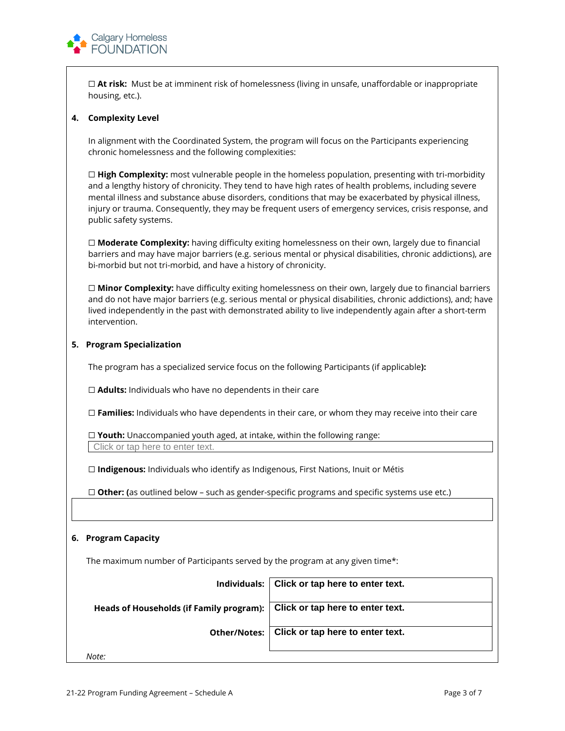☐ **At risk:** Must be at imminent risk of homelessness (living in unsafe, unaffordable or inappropriate housing, etc.).

**4. Complexity Level**

In alignment with the Coordinated System, the program will focus on the Participants experiencing chronic homelessness and the following complexities:

☐ **High Complexity:** most vulnerable people in the homeless population, presenting with tri-morbidity and a lengthy history of chronicity. They tend to have high rates of health problems, including severe mental illness and substance abuse disorders, conditions that may be exacerbated by physical illness, injury or trauma. Consequently, they may be frequent users of emergency services, crisis response, and public safety systems.

☐ **Moderate Complexity:** having difficulty exiting homelessness on their own, largely due to financial barriers and may have major barriers (e.g. serious mental or physical disabilities, chronic addictions), are bi-morbid but not tri-morbid, and have a history of chronicity.

☐ **Minor Complexity:** have difficulty exiting homelessness on their own, largely due to financial barriers and do not have major barriers (e.g. serious mental or physical disabilities, chronic addictions), and; have lived independently in the past with demonstrated ability to live independently again after a short-term intervention.

**5. Program Specialization**

The program has a specialized service focus on the following Participants (if applicable**):**

☐ **Adults:** Individuals who have no dependents in their care

☐ **Families:** Individuals who have dependents in their care, or whom they may receive into their care

☐ **Youth:** Unaccompanied youth aged, at intake, within the following range:

Click or tap here to enter text.

☐ **Indigenous:** Individuals who identify as Indigenous, First Nations, Inuit or Métis

☐ **Other: (**as outlined below – such as gender-specific programs and specific systems use etc.)

**6. Program Capacity**

The maximum number of Participants served by the program at any given time*:

| | |
|---|---|
| **Individuals:** | **Click or tap here to enter text.** |
| **Heads of Households (if Family program):** | **Click or tap here to enter text.** |
| **Other/Notes:** | **Click or tap here to enter text.** |

*Note:*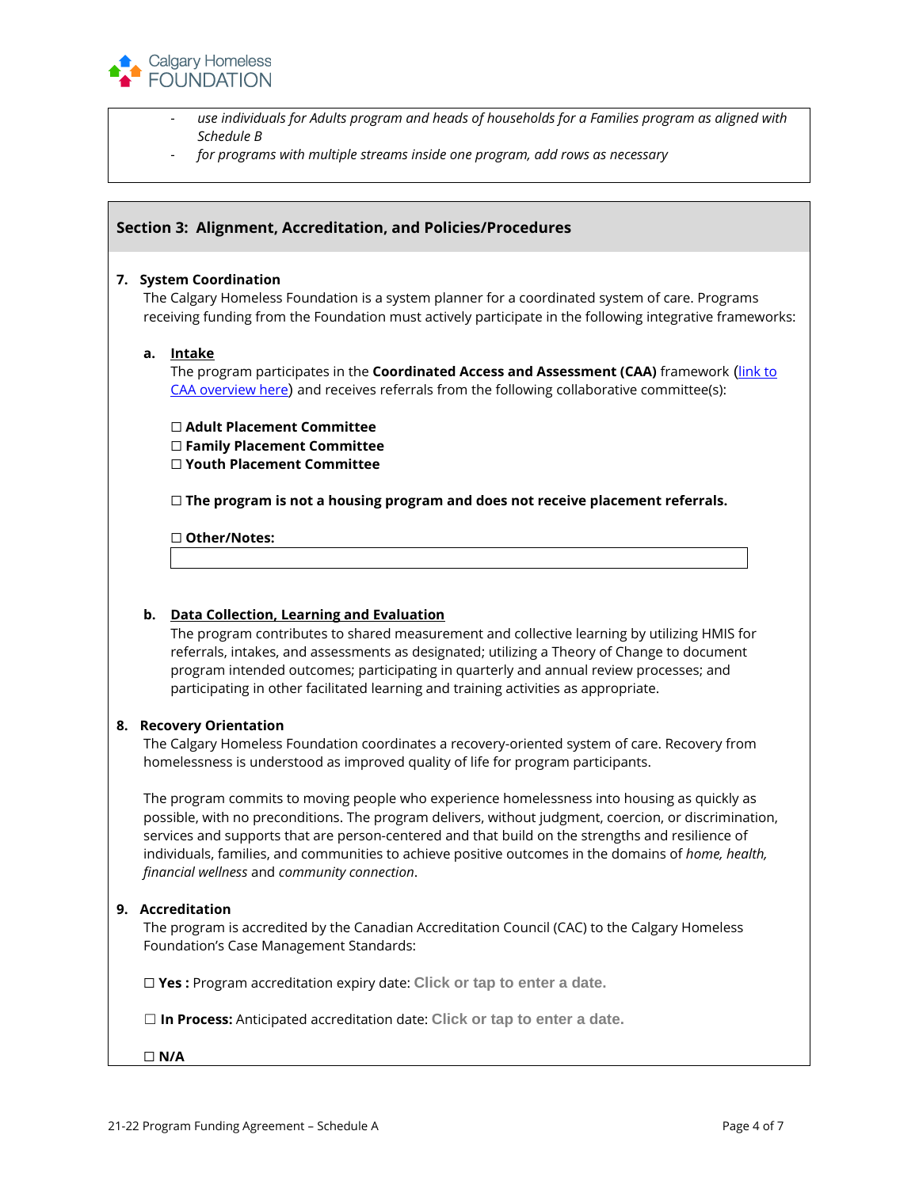- *use individuals for Adults program and heads of households for a Families program as aligned with Schedule B*
- *for programs with multiple streams inside one program, add rows as necessary*

## Section 3: Alignment, Accreditation, and Policies/Procedures

**7. System Coordination**

The Calgary Homeless Foundation is a system planner for a coordinated system of care. Programs receiving funding from the Foundation must actively participate in the following integrative frameworks:

**a. Intake**

The program participates in the **Coordinated Access and Assessment (CAA)** framework ([link to CAA overview here]) and receives referrals from the following collaborative committee(s):

☐ **Adult Placement Committee**
☐ **Family Placement Committee**
☐ **Youth Placement Committee**

☐ **The program is not a housing program and does not receive placement referrals.**

☐ **Other/Notes:**

**b. Data Collection, Learning and Evaluation**

The program contributes to shared measurement and collective learning by utilizing HMIS for referrals, intakes, and assessments as designated; utilizing a Theory of Change to document program intended outcomes; participating in quarterly and annual review processes; and participating in other facilitated learning and training activities as appropriate.

**8. Recovery Orientation**

The Calgary Homeless Foundation coordinates a recovery-oriented system of care. Recovery from homelessness is understood as improved quality of life for program participants.

The program commits to moving people who experience homelessness into housing as quickly as possible, with no preconditions. The program delivers, without judgment, coercion, or discrimination, services and supports that are person-centered and that build on the strengths and resilience of individuals, families, and communities to achieve positive outcomes in the domains of *home, health, financial wellness* and *community connection*.

**9. Accreditation**

The program is accredited by the Canadian Accreditation Council (CAC) to the Calgary Homeless Foundation's Case Management Standards:

☐ **Yes :** Program accreditation expiry date: Click or tap to enter a date.

☐ **In Process:** Anticipated accreditation date: Click or tap to enter a date.

☐ **N/A**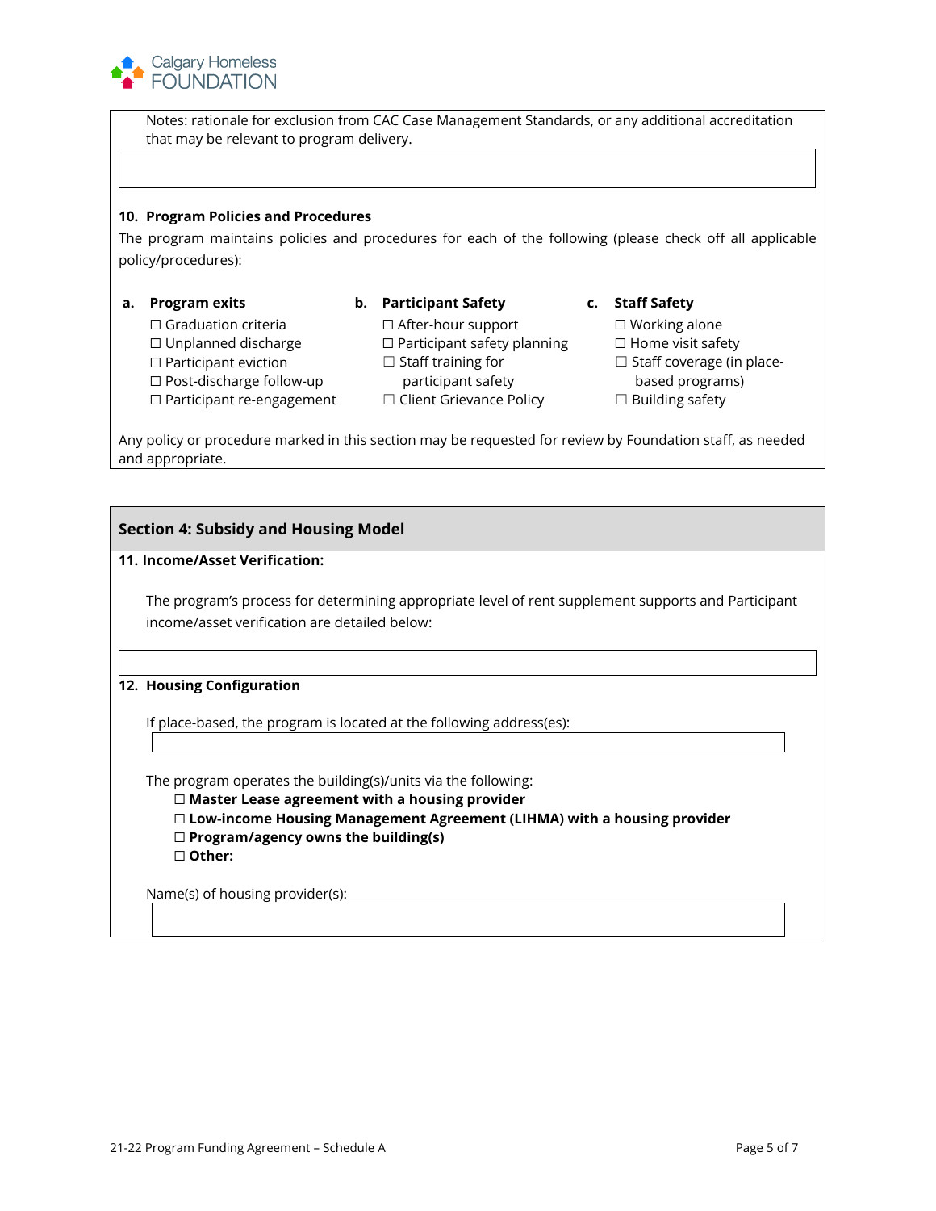Notes: rationale for exclusion from CAC Case Management Standards, or any additional accreditation that may be relevant to program delivery.

**10. Program Policies and Procedures**

The program maintains policies and procedures for each of the following (please check off all applicable policy/procedures):

**a. Program exits**
- ☐ Graduation criteria
- ☐ Unplanned discharge
- ☐ Participant eviction
- ☐ Post-discharge follow-up
- ☐ Participant re-engagement

**b. Participant Safety**
- ☐ After-hour support
- ☐ Participant safety planning
- ☐ Staff training for participant safety
- ☐ Client Grievance Policy

**c. Staff Safety**
- ☐ Working alone
- ☐ Home visit safety
- ☐ Staff coverage (in place-based programs)
- ☐ Building safety

Any policy or procedure marked in this section may be requested for review by Foundation staff, as needed and appropriate.

## Section 4: Subsidy and Housing Model

**11. Income/Asset Verification:**

The program's process for determining appropriate level of rent supplement supports and Participant income/asset verification are detailed below:

**12. Housing Configuration**

If place-based, the program is located at the following address(es):

The program operates the building(s)/units via the following:

- ☐ **Master Lease agreement with a housing provider**
- ☐ **Low-income Housing Management Agreement (LIHMA) with a housing provider**
- ☐ **Program/agency owns the building(s)**
- ☐ **Other:**

Name(s) of housing provider(s):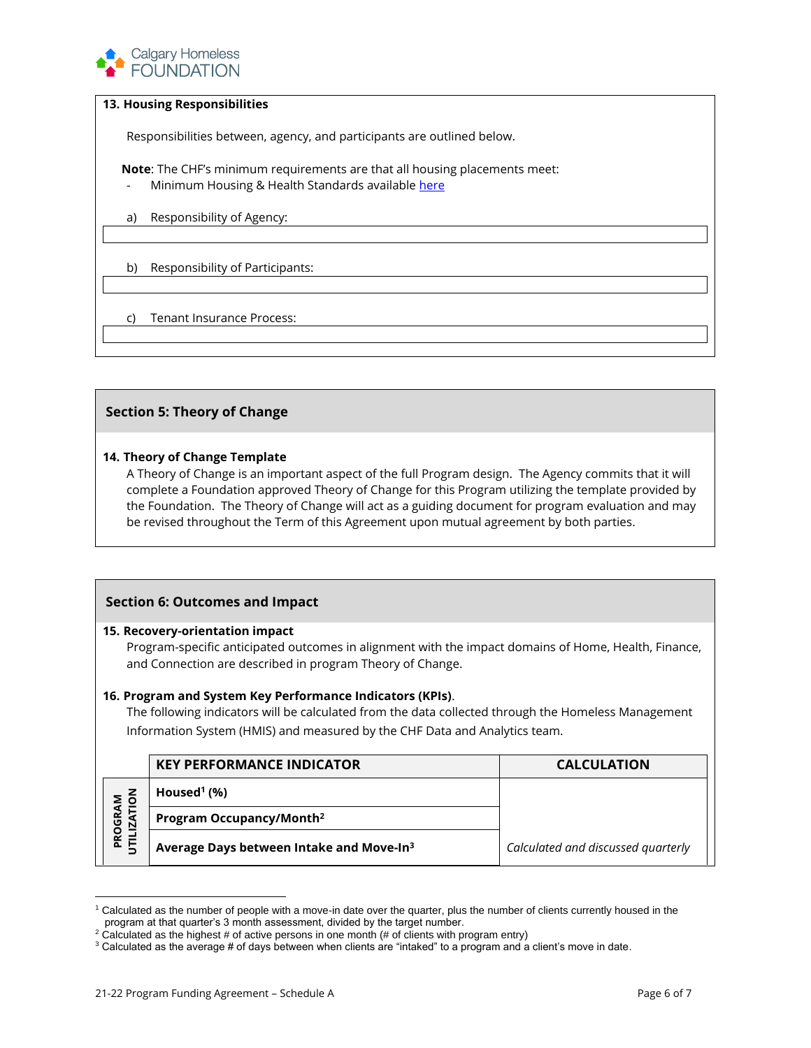**13. Housing Responsibilities**

Responsibilities between, agency, and participants are outlined below.

**Note**: The CHF's minimum requirements are that all housing placements meet:

- Minimum Housing & Health Standards available here

a) Responsibility of Agency:

b) Responsibility of Participants:

c) Tenant Insurance Process:

## Section 5: Theory of Change

**14. Theory of Change Template**

A Theory of Change is an important aspect of the full Program design. The Agency commits that it will complete a Foundation approved Theory of Change for this Program utilizing the template provided by the Foundation. The Theory of Change will act as a guiding document for program evaluation and may be revised throughout the Term of this Agreement upon mutual agreement by both parties.

## Section 6: Outcomes and Impact

**15. Recovery-orientation impact**

Program-specific anticipated outcomes in alignment with the impact domains of Home, Health, Finance, and Connection are described in program Theory of Change.

**16. Program and System Key Performance Indicators (KPIs)**.

The following indicators will be calculated from the data collected through the Homeless Management Information System (HMIS) and measured by the CHF Data and Analytics team.

| | KEY PERFORMANCE INDICATOR | CALCULATION |
|---|---|---|
| PROGRAM UTILIZATION | **Housed[1] (%)** | |
| | **Program Occupancy/Month[2]** | |
| | **Average Days between Intake and Move-In[3]** | *Calculated and discussed quarterly* |

[1] Calculated as the number of people with a move-in date over the quarter, plus the number of clients currently housed in the program at that quarter's 3 month assessment, divided by the target number.

[2] Calculated as the highest # of active persons in one month (# of clients with program entry)

[3] Calculated as the average # of days between when clients are "intaked" to a program and a client's move in date.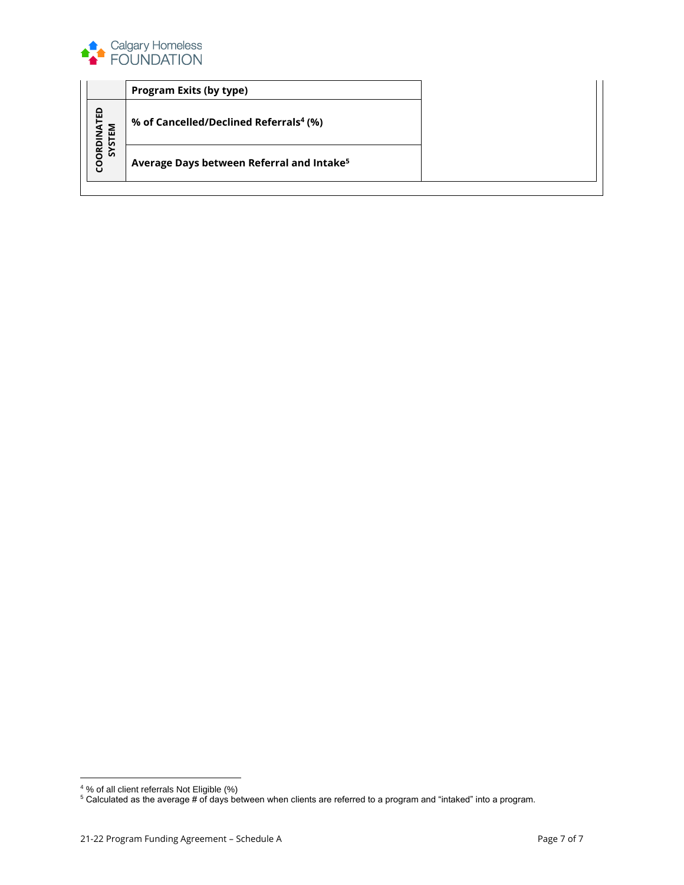| | | |
|---|---|---|
| | **Program Exits (by type)** | |
| **COORDINATED SYSTEM** | **% of Cancelled/Declined Referrals[4] (%)** | |
| | **Average Days between Referral and Intake[5]** | |

[4] % of all client referrals Not Eligible (%)

[5] Calculated as the average # of days between when clients are referred to a program and "intaked" into a program.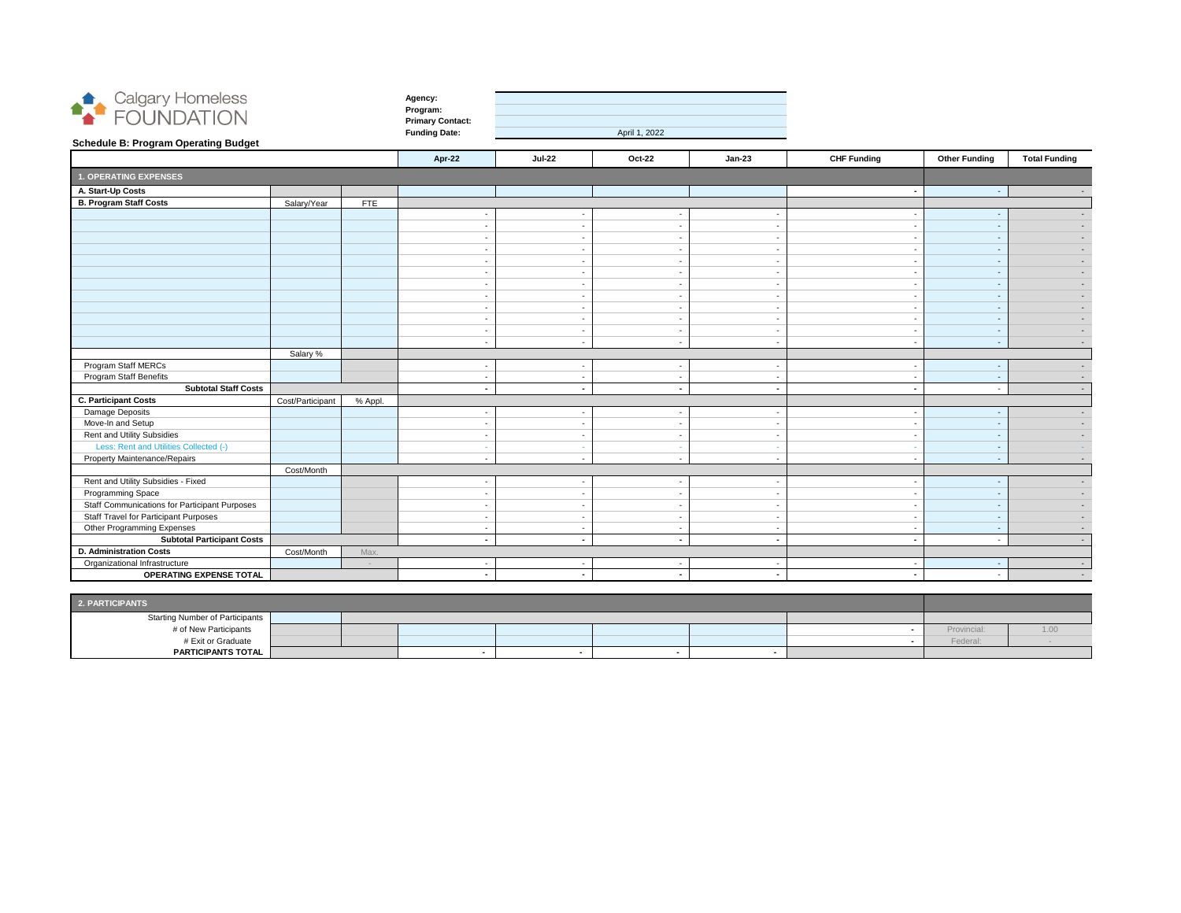Calgary Homeless FOUNDATION

**Agency:**
**Program:**
**Primary Contact:**
**Funding Date:** April 1, 2022

**Schedule B: Program Operating Budget**

| | | | Apr-22 | Jul-22 | Oct-22 | Jan-23 | CHF Funding | Other Funding | Total Funding |
|---|---|---|---|---|---|---|---|---|---|
| **1. OPERATING EXPENSES** | | | | | | | | | |
| **A. Start-Up Costs** | | | | | | | - | - | - |
| **B. Program Staff Costs** | Salary/Year | FTE | | | | | | | |
| | | | - | - | - | - | - | - | - |
| | | | - | - | - | - | - | - | - |
| | | | - | - | - | - | - | - | - |
| | | | - | - | - | - | - | - | - |
| | | | - | - | - | - | - | - | - |
| | | | - | - | - | - | - | - | - |
| | | | - | - | - | - | - | - | - |
| | | | - | - | - | - | - | - | - |
| | | | - | - | - | - | - | - | - |
| | | | - | - | - | - | - | - | - |
| | | | - | - | - | - | - | - | - |
| | | | - | - | - | - | - | - | - |
| | Salary % | | | | | | | | |
| Program Staff MERCs | | | - | - | - | - | - | - | - |
| Program Staff Benefits | | | - | - | - | - | - | - | - |
| **Subtotal Staff Costs** | | | - | - | - | - | - | - | - |
| **C. Participant Costs** | Cost/Participant | % Appl. | | | | | | | |
| Damage Deposits | | | - | - | - | - | - | - | - |
| Move-In and Setup | | | - | - | - | - | - | - | - |
| Rent and Utility Subsidies | | | - | - | - | - | - | - | - |
| Less: Rent and Utilities Collected (-) | | | - | - | - | - | - | - | - |
| Property Maintenance/Repairs | | | - | - | - | - | - | - | - |
| | Cost/Month | | | | | | | | |
| Rent and Utility Subsidies - Fixed | | | - | - | - | - | - | - | - |
| Programming Space | | | - | - | - | - | - | - | - |
| Staff Communications for Participant Purposes | | | - | - | - | - | - | - | - |
| Staff Travel for Participant Purposes | | | - | - | - | - | - | - | - |
| Other Programming Expenses | | | - | - | - | - | - | - | - |
| **Subtotal Participant Costs** | | | - | - | - | - | - | - | - |
| **D. Administration Costs** | Cost/Month | Max. | | | | | | | |
| Organizational Infrastructure | | - | - | - | - | - | - | - | - |
| **OPERATING EXPENSE TOTAL** | | | - | - | - | - | - | - | - |

| | | | | | | | | | |
|---|---|---|---|---|---|---|---|---|---|
| **2. PARTICIPANTS** | | | | | | | | | |
| Starting Number of Participants | | | | | | | | | |
| # of New Participants | | | | | | | - | Provincial: | 1.00 |
| # Exit or Graduate | | | | | | | - | Federal: | - |
| **PARTICIPANTS TOTAL** | | | - | - | - | - | | | |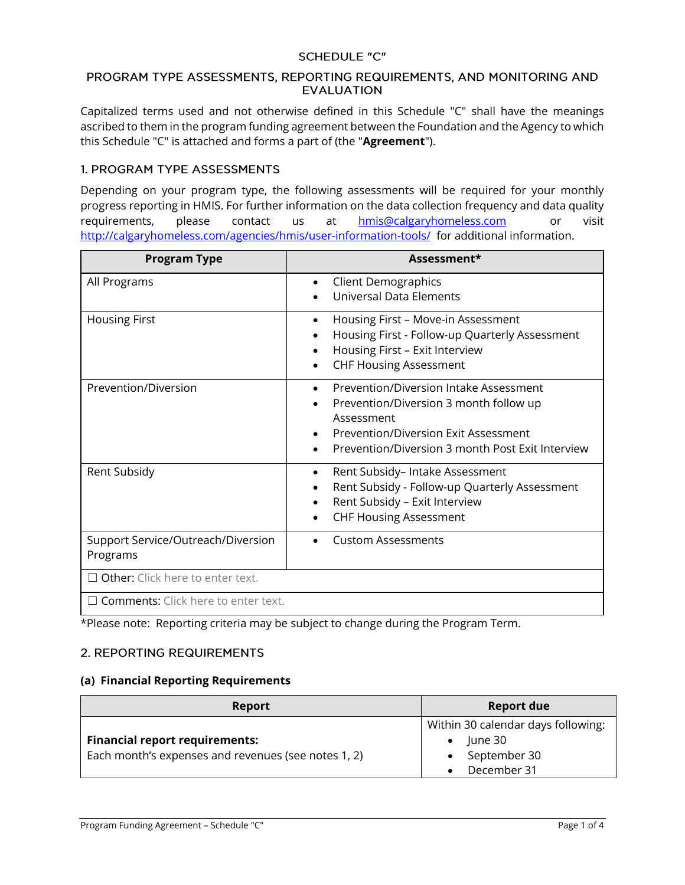# SCHEDULE "C"

## PROGRAM TYPE ASSESSMENTS, REPORTING REQUIREMENTS, AND MONITORING AND EVALUATION

Capitalized terms used and not otherwise defined in this Schedule "C" shall have the meanings ascribed to them in the program funding agreement between the Foundation and the Agency to which this Schedule "C" is attached and forms a part of (the "**Agreement**").

## 1. PROGRAM TYPE ASSESSMENTS

Depending on your program type, the following assessments will be required for your monthly progress reporting in HMIS. For further information on the data collection frequency and data quality requirements, please contact us at hmis@calgaryhomeless.com or visit http://calgaryhomeless.com/agencies/hmis/user-information-tools/ for additional information.

| Program Type | Assessment* |
|---|---|
| All Programs | • Client Demographics<br>• Universal Data Elements |
| Housing First | • Housing First – Move-in Assessment<br>• Housing First - Follow-up Quarterly Assessment<br>• Housing First – Exit Interview<br>• CHF Housing Assessment |
| Prevention/Diversion | • Prevention/Diversion Intake Assessment<br>• Prevention/Diversion 3 month follow up Assessment<br>• Prevention/Diversion Exit Assessment<br>• Prevention/Diversion 3 month Post Exit Interview |
| Rent Subsidy | • Rent Subsidy– Intake Assessment<br>• Rent Subsidy - Follow-up Quarterly Assessment<br>• Rent Subsidy – Exit Interview<br>• CHF Housing Assessment |
| Support Service/Outreach/Diversion Programs | • Custom Assessments |
| ☐ Other: Click here to enter text. | |
| ☐ Comments: Click here to enter text. | |

*Please note: Reporting criteria may be subject to change during the Program Term.

## 2. REPORTING REQUIREMENTS

### (a) Financial Reporting Requirements

| Report | Report due |
|---|---|
| **Financial report requirements:**<br>Each month's expenses and revenues (see notes 1, 2) | Within 30 calendar days following:<br>• June 30<br>• September 30<br>• December 31 |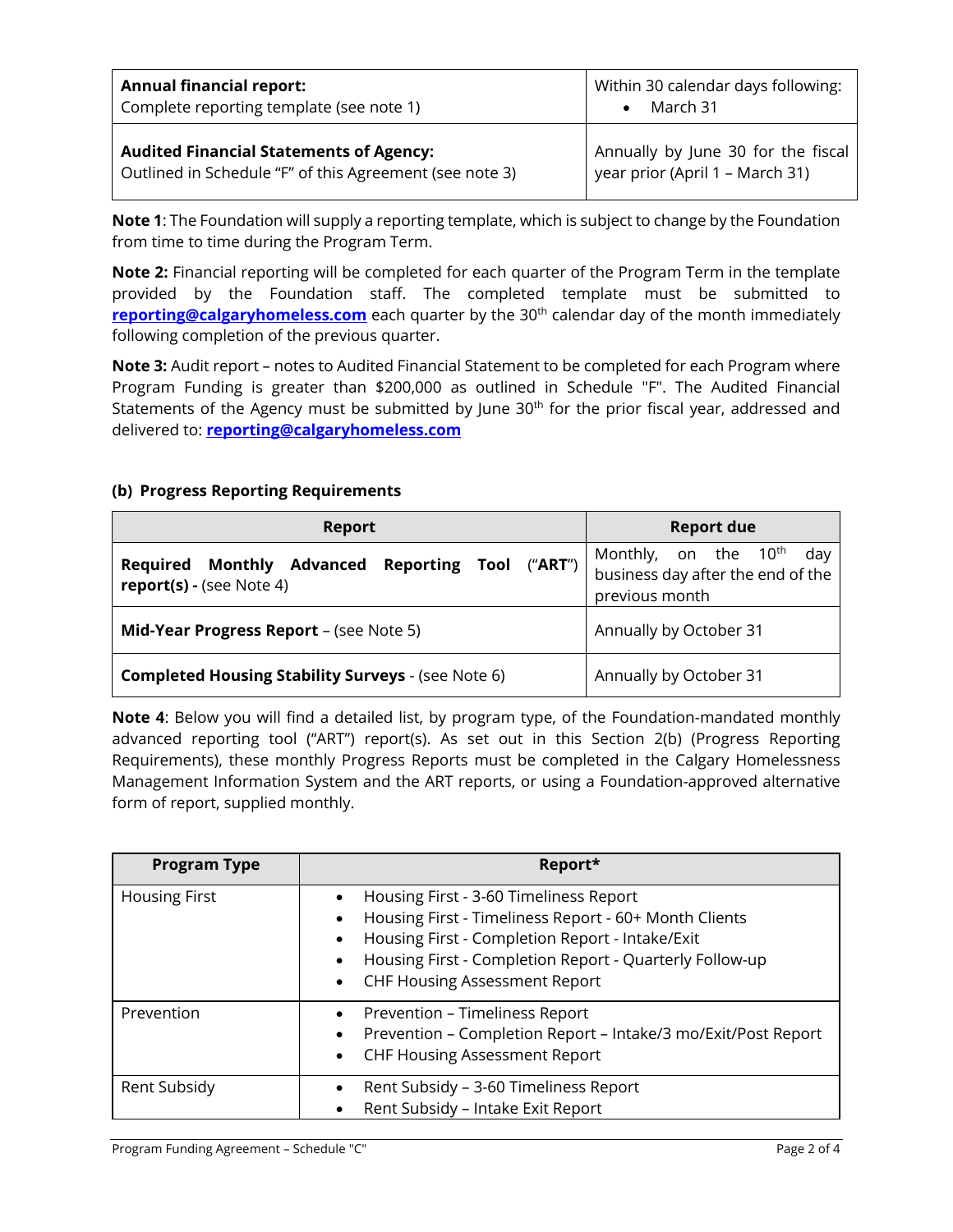| **Annual financial report:** Complete reporting template (see note 1) | Within 30 calendar days following: <br>• March 31 |
|---|---|
| **Audited Financial Statements of Agency:** Outlined in Schedule "F" of this Agreement (see note 3) | Annually by June 30 for the fiscal year prior (April 1 – March 31) |

**Note 1**: The Foundation will supply a reporting template, which is subject to change by the Foundation from time to time during the Program Term.

**Note 2:** Financial reporting will be completed for each quarter of the Program Term in the template provided by the Foundation staff. The completed template must be submitted to **reporting@calgaryhomeless.com** each quarter by the 30th calendar day of the month immediately following completion of the previous quarter.

**Note 3:** Audit report – notes to Audited Financial Statement to be completed for each Program where Program Funding is greater than $200,000 as outlined in Schedule "F". The Audited Financial Statements of the Agency must be submitted by June 30th for the prior fiscal year, addressed and delivered to: **reporting@calgaryhomeless.com**

**(b) Progress Reporting Requirements**

| Report | Report due |
|---|---|
| **Required Monthly Advanced Reporting Tool ("ART") report(s) -** (see Note 4) | Monthly, on the 10th day business day after the end of the previous month |
| **Mid-Year Progress Report** – (see Note 5) | Annually by October 31 |
| **Completed Housing Stability Surveys** - (see Note 6) | Annually by October 31 |

**Note 4**: Below you will find a detailed list, by program type, of the Foundation-mandated monthly advanced reporting tool ("ART") report(s). As set out in this Section 2(b) (Progress Reporting Requirements), these monthly Progress Reports must be completed in the Calgary Homelessness Management Information System and the ART reports, or using a Foundation-approved alternative form of report, supplied monthly.

| Program Type | Report* |
|---|---|
| Housing First | • Housing First - 3-60 Timeliness Report<br>• Housing First - Timeliness Report - 60+ Month Clients<br>• Housing First - Completion Report - Intake/Exit<br>• Housing First - Completion Report - Quarterly Follow-up<br>• CHF Housing Assessment Report |
| Prevention | • Prevention – Timeliness Report<br>• Prevention – Completion Report – Intake/3 mo/Exit/Post Report<br>• CHF Housing Assessment Report |
| Rent Subsidy | • Rent Subsidy – 3-60 Timeliness Report<br>• Rent Subsidy – Intake Exit Report |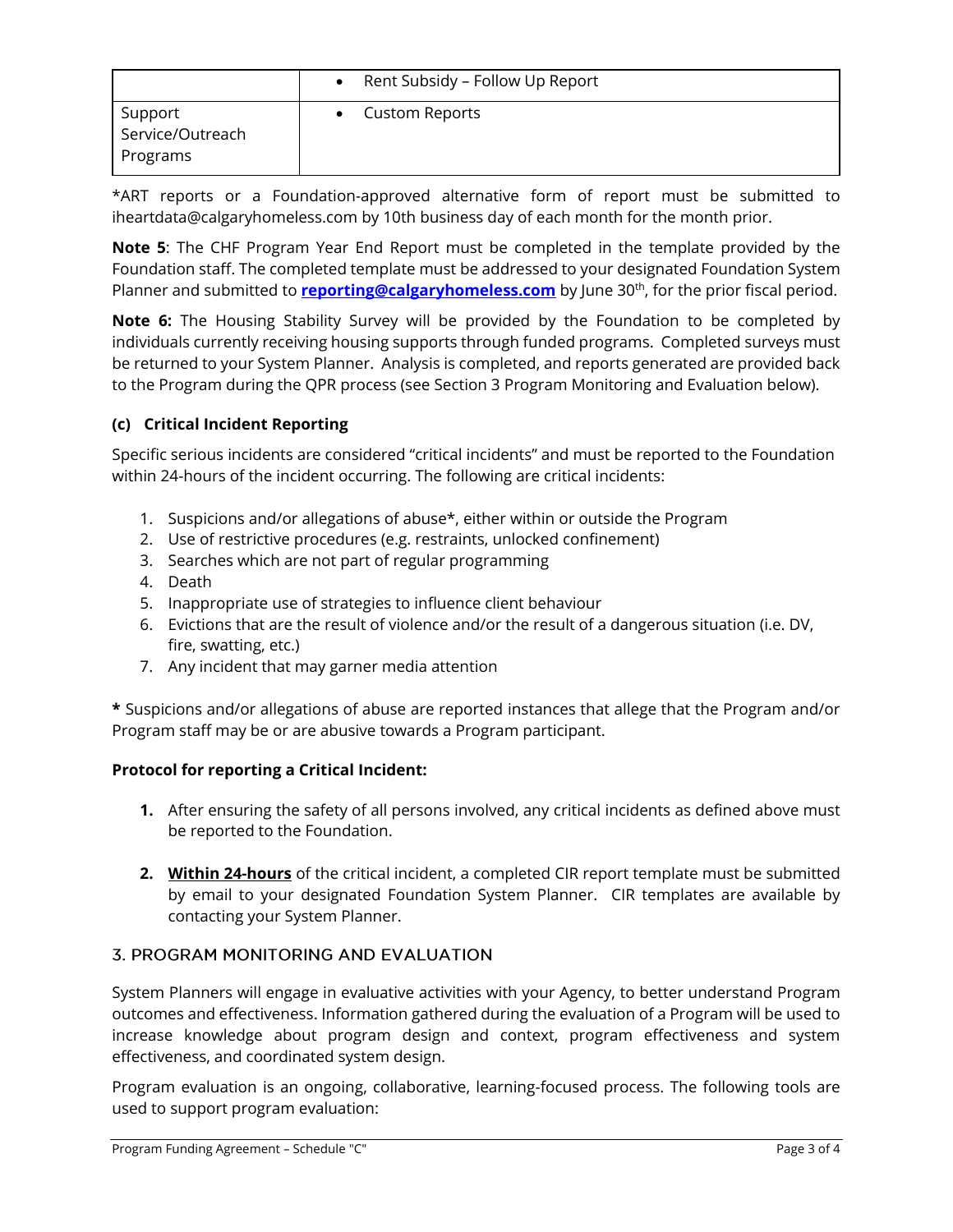| | |
|---|---|
| | • Rent Subsidy – Follow Up Report |
| Support Service/Outreach Programs | • Custom Reports |

*ART reports or a Foundation-approved alternative form of report must be submitted to iheartdata@calgaryhomeless.com by 10th business day of each month for the month prior.

**Note 5**: The CHF Program Year End Report must be completed in the template provided by the Foundation staff. The completed template must be addressed to your designated Foundation System Planner and submitted to **reporting@calgaryhomeless.com** by June 30th, for the prior fiscal period.

**Note 6:** The Housing Stability Survey will be provided by the Foundation to be completed by individuals currently receiving housing supports through funded programs. Completed surveys must be returned to your System Planner. Analysis is completed, and reports generated are provided back to the Program during the QPR process (see Section 3 Program Monitoring and Evaluation below).

### (c) Critical Incident Reporting

Specific serious incidents are considered "critical incidents" and must be reported to the Foundation within 24-hours of the incident occurring. The following are critical incidents:

1. Suspicions and/or allegations of abuse*, either within or outside the Program
2. Use of restrictive procedures (e.g. restraints, unlocked confinement)
3. Searches which are not part of regular programming
4. Death
5. Inappropriate use of strategies to influence client behaviour
6. Evictions that are the result of violence and/or the result of a dangerous situation (i.e. DV, fire, swatting, etc.)
7. Any incident that may garner media attention

**\*** Suspicions and/or allegations of abuse are reported instances that allege that the Program and/or Program staff may be or are abusive towards a Program participant.

**Protocol for reporting a Critical Incident:**

1. After ensuring the safety of all persons involved, any critical incidents as defined above must be reported to the Foundation.

2. **Within 24-hours** of the critical incident, a completed CIR report template must be submitted by email to your designated Foundation System Planner. CIR templates are available by contacting your System Planner.

## 3. PROGRAM MONITORING AND EVALUATION

System Planners will engage in evaluative activities with your Agency, to better understand Program outcomes and effectiveness. Information gathered during the evaluation of a Program will be used to increase knowledge about program design and context, program effectiveness and system effectiveness, and coordinated system design.

Program evaluation is an ongoing, collaborative, learning-focused process. The following tools are used to support program evaluation: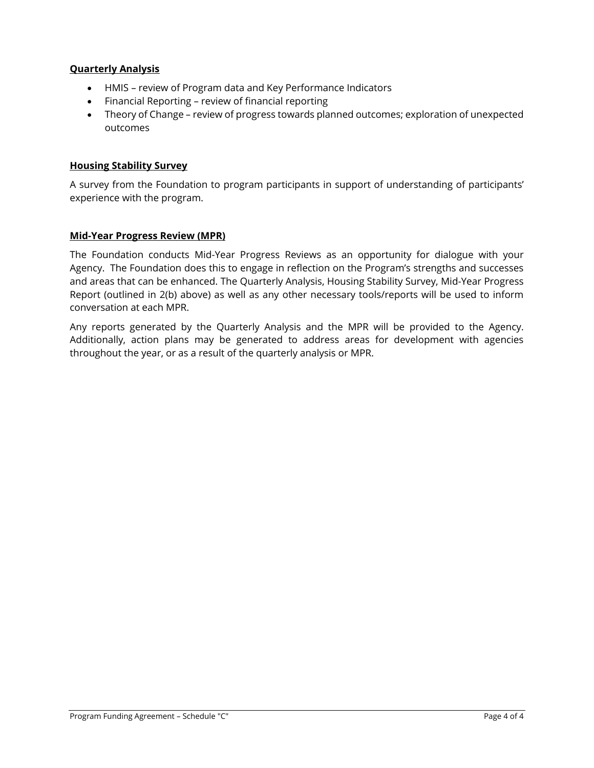**Quarterly Analysis**

- HMIS – review of Program data and Key Performance Indicators
- Financial Reporting – review of financial reporting
- Theory of Change – review of progress towards planned outcomes; exploration of unexpected outcomes

**Housing Stability Survey**

A survey from the Foundation to program participants in support of understanding of participants' experience with the program.

**Mid-Year Progress Review (MPR)**

The Foundation conducts Mid-Year Progress Reviews as an opportunity for dialogue with your Agency. The Foundation does this to engage in reflection on the Program's strengths and successes and areas that can be enhanced. The Quarterly Analysis, Housing Stability Survey, Mid-Year Progress Report (outlined in 2(b) above) as well as any other necessary tools/reports will be used to inform conversation at each MPR.

Any reports generated by the Quarterly Analysis and the MPR will be provided to the Agency. Additionally, action plans may be generated to address areas for development with agencies throughout the year, or as a result of the quarterly analysis or MPR.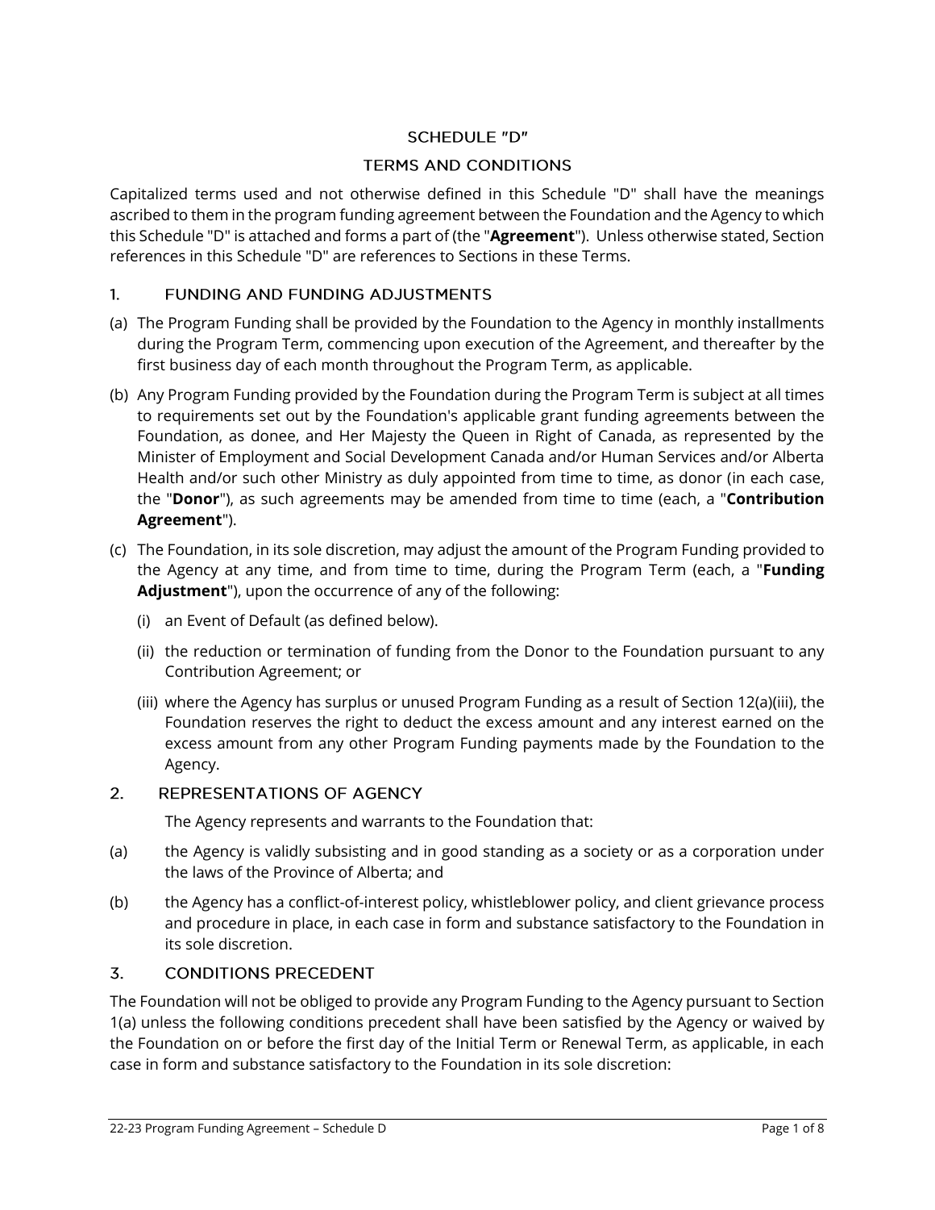# SCHEDULE "D"

## TERMS AND CONDITIONS

Capitalized terms used and not otherwise defined in this Schedule "D" shall have the meanings ascribed to them in the program funding agreement between the Foundation and the Agency to which this Schedule "D" is attached and forms a part of (the "**Agreement**"). Unless otherwise stated, Section references in this Schedule "D" are references to Sections in these Terms.

## 1. FUNDING AND FUNDING ADJUSTMENTS

(a) The Program Funding shall be provided by the Foundation to the Agency in monthly installments during the Program Term, commencing upon execution of the Agreement, and thereafter by the first business day of each month throughout the Program Term, as applicable.

(b) Any Program Funding provided by the Foundation during the Program Term is subject at all times to requirements set out by the Foundation's applicable grant funding agreements between the Foundation, as donee, and Her Majesty the Queen in Right of Canada, as represented by the Minister of Employment and Social Development Canada and/or Human Services and/or Alberta Health and/or such other Ministry as duly appointed from time to time, as donor (in each case, the "**Donor**"), as such agreements may be amended from time to time (each, a "**Contribution Agreement**").

(c) The Foundation, in its sole discretion, may adjust the amount of the Program Funding provided to the Agency at any time, and from time to time, during the Program Term (each, a "**Funding Adjustment**"), upon the occurrence of any of the following:

   (i) an Event of Default (as defined below).

   (ii) the reduction or termination of funding from the Donor to the Foundation pursuant to any Contribution Agreement; or

   (iii) where the Agency has surplus or unused Program Funding as a result of Section 12(a)(iii), the Foundation reserves the right to deduct the excess amount and any interest earned on the excess amount from any other Program Funding payments made by the Foundation to the Agency.

## 2. REPRESENTATIONS OF AGENCY

The Agency represents and warrants to the Foundation that:

(a) the Agency is validly subsisting and in good standing as a society or as a corporation under the laws of the Province of Alberta; and

(b) the Agency has a conflict-of-interest policy, whistleblower policy, and client grievance process and procedure in place, in each case in form and substance satisfactory to the Foundation in its sole discretion.

## 3. CONDITIONS PRECEDENT

The Foundation will not be obliged to provide any Program Funding to the Agency pursuant to Section 1(a) unless the following conditions precedent shall have been satisfied by the Agency or waived by the Foundation on or before the first day of the Initial Term or Renewal Term, as applicable, in each case in form and substance satisfactory to the Foundation in its sole discretion: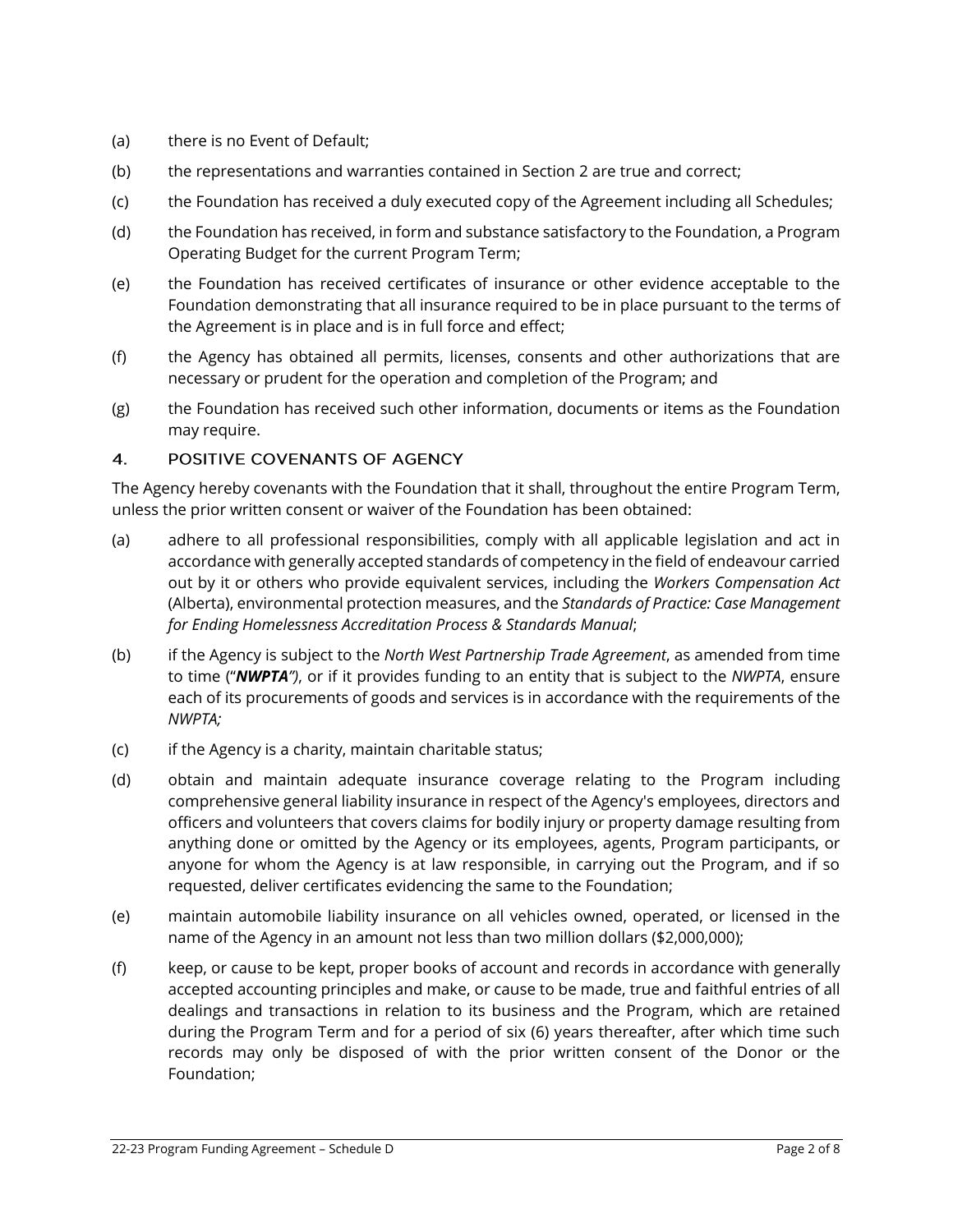(a) there is no Event of Default;

(b) the representations and warranties contained in Section 2 are true and correct;

(c) the Foundation has received a duly executed copy of the Agreement including all Schedules;

(d) the Foundation has received, in form and substance satisfactory to the Foundation, a Program Operating Budget for the current Program Term;

(e) the Foundation has received certificates of insurance or other evidence acceptable to the Foundation demonstrating that all insurance required to be in place pursuant to the terms of the Agreement is in place and is in full force and effect;

(f) the Agency has obtained all permits, licenses, consents and other authorizations that are necessary or prudent for the operation and completion of the Program; and

(g) the Foundation has received such other information, documents or items as the Foundation may require.

## 4. POSITIVE COVENANTS OF AGENCY

The Agency hereby covenants with the Foundation that it shall, throughout the entire Program Term, unless the prior written consent or waiver of the Foundation has been obtained:

(a) adhere to all professional responsibilities, comply with all applicable legislation and act in accordance with generally accepted standards of competency in the field of endeavour carried out by it or others who provide equivalent services, including the *Workers Compensation Act* (Alberta), environmental protection measures, and the *Standards of Practice: Case Management for Ending Homelessness Accreditation Process & Standards Manual*;

(b) if the Agency is subject to the *North West Partnership Trade Agreement*, as amended from time to time ("***NWPTA"***), or if it provides funding to an entity that is subject to the *NWPTA*, ensure each of its procurements of goods and services is in accordance with the requirements of the *NWPTA;*

(c) if the Agency is a charity, maintain charitable status;

(d) obtain and maintain adequate insurance coverage relating to the Program including comprehensive general liability insurance in respect of the Agency's employees, directors and officers and volunteers that covers claims for bodily injury or property damage resulting from anything done or omitted by the Agency or its employees, agents, Program participants, or anyone for whom the Agency is at law responsible, in carrying out the Program, and if so requested, deliver certificates evidencing the same to the Foundation;

(e) maintain automobile liability insurance on all vehicles owned, operated, or licensed in the name of the Agency in an amount not less than two million dollars ($2,000,000);

(f) keep, or cause to be kept, proper books of account and records in accordance with generally accepted accounting principles and make, or cause to be made, true and faithful entries of all dealings and transactions in relation to its business and the Program, which are retained during the Program Term and for a period of six (6) years thereafter, after which time such records may only be disposed of with the prior written consent of the Donor or the Foundation;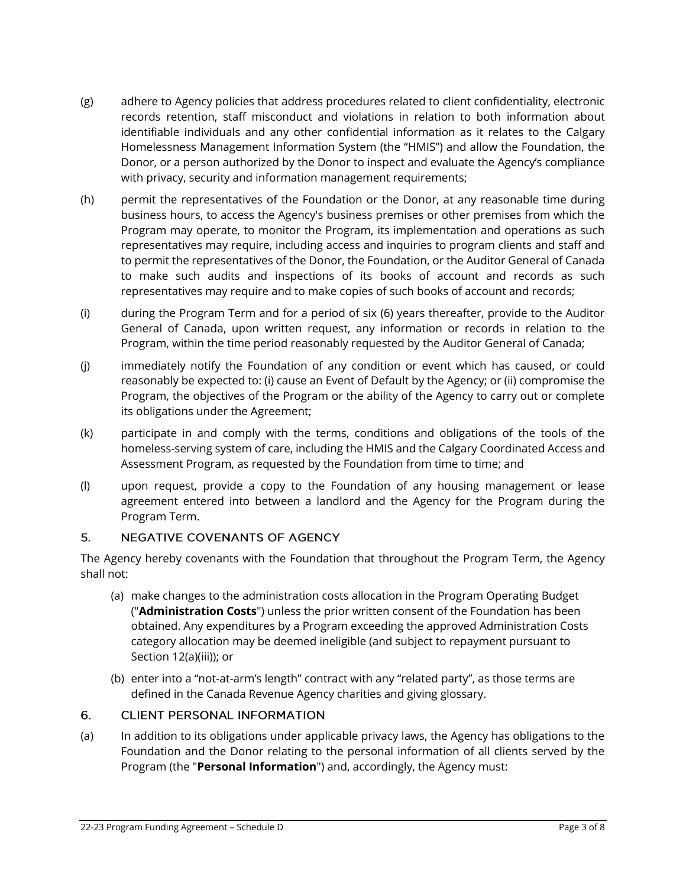(g) adhere to Agency policies that address procedures related to client confidentiality, electronic records retention, staff misconduct and violations in relation to both information about identifiable individuals and any other confidential information as it relates to the Calgary Homelessness Management Information System (the "HMIS") and allow the Foundation, the Donor, or a person authorized by the Donor to inspect and evaluate the Agency's compliance with privacy, security and information management requirements;

(h) permit the representatives of the Foundation or the Donor, at any reasonable time during business hours, to access the Agency's business premises or other premises from which the Program may operate, to monitor the Program, its implementation and operations as such representatives may require, including access and inquiries to program clients and staff and to permit the representatives of the Donor, the Foundation, or the Auditor General of Canada to make such audits and inspections of its books of account and records as such representatives may require and to make copies of such books of account and records;

(i) during the Program Term and for a period of six (6) years thereafter, provide to the Auditor General of Canada, upon written request, any information or records in relation to the Program, within the time period reasonably requested by the Auditor General of Canada;

(j) immediately notify the Foundation of any condition or event which has caused, or could reasonably be expected to: (i) cause an Event of Default by the Agency; or (ii) compromise the Program, the objectives of the Program or the ability of the Agency to carry out or complete its obligations under the Agreement;

(k) participate in and comply with the terms, conditions and obligations of the tools of the homeless-serving system of care, including the HMIS and the Calgary Coordinated Access and Assessment Program, as requested by the Foundation from time to time; and

(l) upon request, provide a copy to the Foundation of any housing management or lease agreement entered into between a landlord and the Agency for the Program during the Program Term.

## 5. NEGATIVE COVENANTS OF AGENCY

The Agency hereby covenants with the Foundation that throughout the Program Term, the Agency shall not:

(a) make changes to the administration costs allocation in the Program Operating Budget ("**Administration Costs**") unless the prior written consent of the Foundation has been obtained. Any expenditures by a Program exceeding the approved Administration Costs category allocation may be deemed ineligible (and subject to repayment pursuant to Section 12(a)(iii)); or

(b) enter into a "not-at-arm's length" contract with any "related party", as those terms are defined in the Canada Revenue Agency charities and giving glossary.

## 6. CLIENT PERSONAL INFORMATION

(a) In addition to its obligations under applicable privacy laws, the Agency has obligations to the Foundation and the Donor relating to the personal information of all clients served by the Program (the "**Personal Information**") and, accordingly, the Agency must: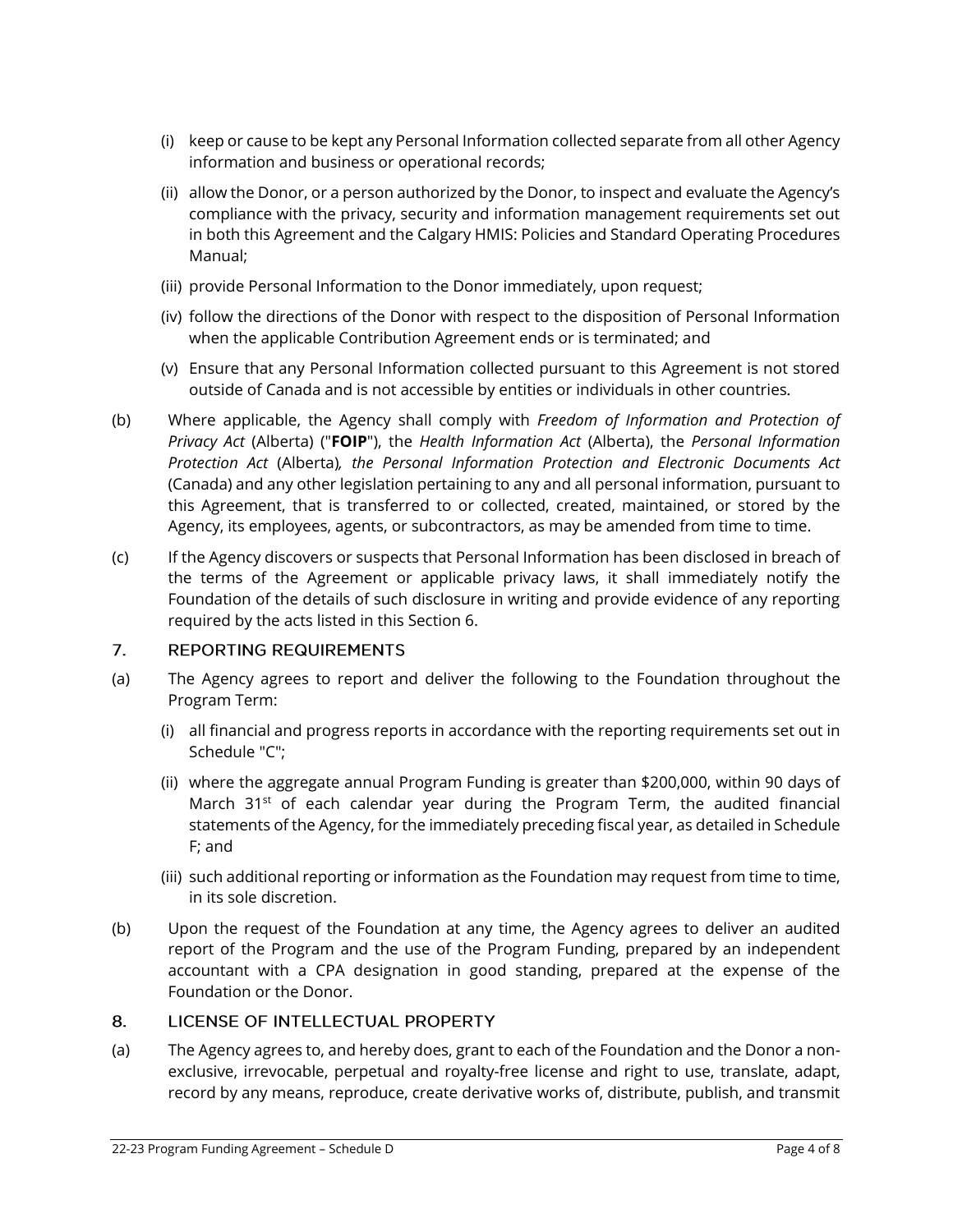(i) keep or cause to be kept any Personal Information collected separate from all other Agency information and business or operational records;

(ii) allow the Donor, or a person authorized by the Donor, to inspect and evaluate the Agency's compliance with the privacy, security and information management requirements set out in both this Agreement and the Calgary HMIS: Policies and Standard Operating Procedures Manual;

(iii) provide Personal Information to the Donor immediately, upon request;

(iv) follow the directions of the Donor with respect to the disposition of Personal Information when the applicable Contribution Agreement ends or is terminated; and

(v) Ensure that any Personal Information collected pursuant to this Agreement is not stored outside of Canada and is not accessible by entities or individuals in other countries.

(b) Where applicable, the Agency shall comply with *Freedom of Information and Protection of Privacy Act* (Alberta) ("**FOIP**"), the *Health Information Act* (Alberta), the *Personal Information Protection Act* (Alberta)*, the Personal Information Protection and Electronic Documents Act* (Canada) and any other legislation pertaining to any and all personal information, pursuant to this Agreement, that is transferred to or collected, created, maintained, or stored by the Agency, its employees, agents, or subcontractors, as may be amended from time to time.

(c) If the Agency discovers or suspects that Personal Information has been disclosed in breach of the terms of the Agreement or applicable privacy laws, it shall immediately notify the Foundation of the details of such disclosure in writing and provide evidence of any reporting required by the acts listed in this Section 6.

## 7. REPORTING REQUIREMENTS

(a) The Agency agrees to report and deliver the following to the Foundation throughout the Program Term:

(i) all financial and progress reports in accordance with the reporting requirements set out in Schedule "C";

(ii) where the aggregate annual Program Funding is greater than $200,000, within 90 days of March 31st of each calendar year during the Program Term, the audited financial statements of the Agency, for the immediately preceding fiscal year, as detailed in Schedule F; and

(iii) such additional reporting or information as the Foundation may request from time to time, in its sole discretion.

(b) Upon the request of the Foundation at any time, the Agency agrees to deliver an audited report of the Program and the use of the Program Funding, prepared by an independent accountant with a CPA designation in good standing, prepared at the expense of the Foundation or the Donor.

## 8. LICENSE OF INTELLECTUAL PROPERTY

(a) The Agency agrees to, and hereby does, grant to each of the Foundation and the Donor a non-exclusive, irrevocable, perpetual and royalty-free license and right to use, translate, adapt, record by any means, reproduce, create derivative works of, distribute, publish, and transmit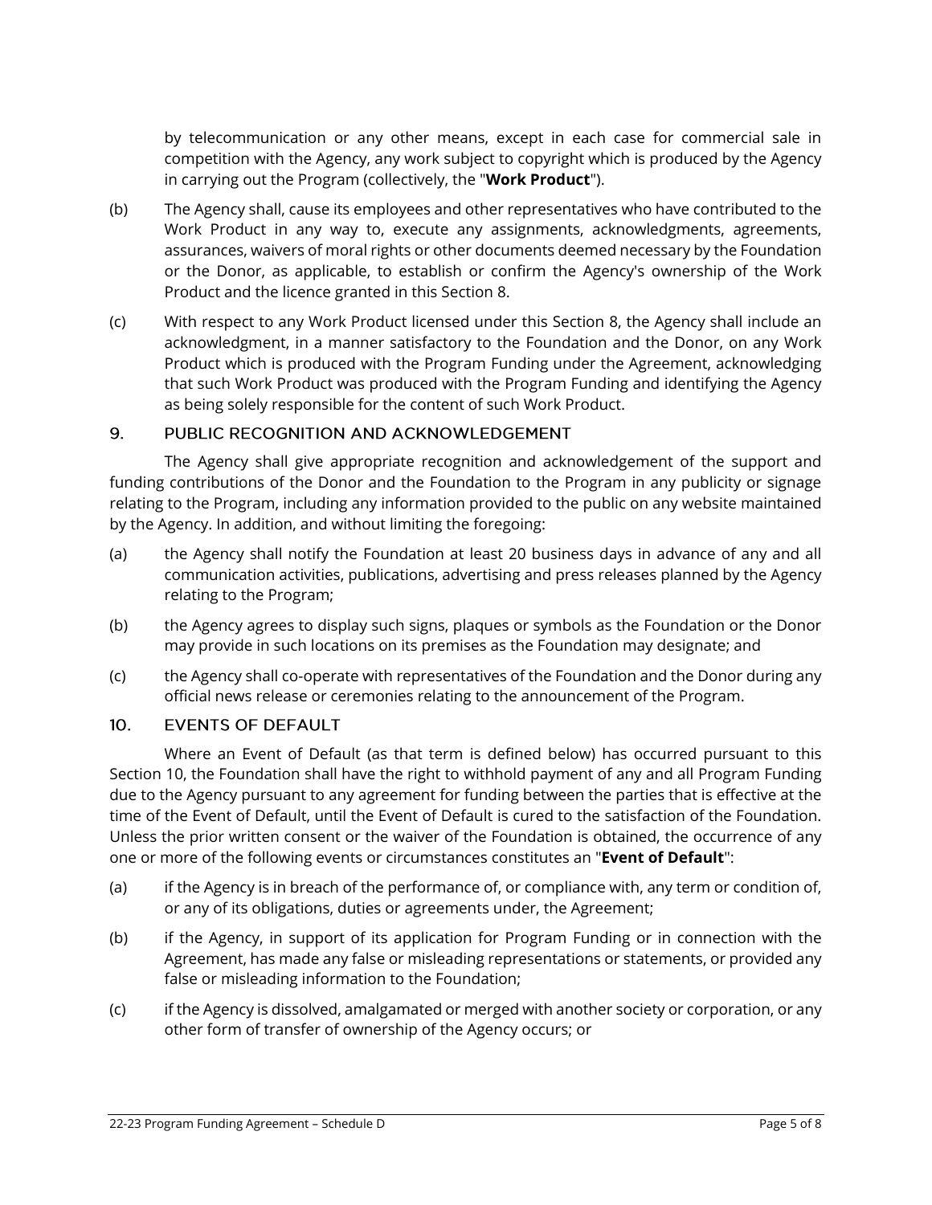by telecommunication or any other means, except in each case for commercial sale in competition with the Agency, any work subject to copyright which is produced by the Agency in carrying out the Program (collectively, the "**Work Product**").

(b) The Agency shall, cause its employees and other representatives who have contributed to the Work Product in any way to, execute any assignments, acknowledgments, agreements, assurances, waivers of moral rights or other documents deemed necessary by the Foundation or the Donor, as applicable, to establish or confirm the Agency's ownership of the Work Product and the licence granted in this Section 8.

(c) With respect to any Work Product licensed under this Section 8, the Agency shall include an acknowledgment, in a manner satisfactory to the Foundation and the Donor, on any Work Product which is produced with the Program Funding under the Agreement, acknowledging that such Work Product was produced with the Program Funding and identifying the Agency as being solely responsible for the content of such Work Product.

## 9. PUBLIC RECOGNITION AND ACKNOWLEDGEMENT

The Agency shall give appropriate recognition and acknowledgement of the support and funding contributions of the Donor and the Foundation to the Program in any publicity or signage relating to the Program, including any information provided to the public on any website maintained by the Agency. In addition, and without limiting the foregoing:

(a) the Agency shall notify the Foundation at least 20 business days in advance of any and all communication activities, publications, advertising and press releases planned by the Agency relating to the Program;

(b) the Agency agrees to display such signs, plaques or symbols as the Foundation or the Donor may provide in such locations on its premises as the Foundation may designate; and

(c) the Agency shall co-operate with representatives of the Foundation and the Donor during any official news release or ceremonies relating to the announcement of the Program.

## 10. EVENTS OF DEFAULT

Where an Event of Default (as that term is defined below) has occurred pursuant to this Section 10, the Foundation shall have the right to withhold payment of any and all Program Funding due to the Agency pursuant to any agreement for funding between the parties that is effective at the time of the Event of Default, until the Event of Default is cured to the satisfaction of the Foundation. Unless the prior written consent or the waiver of the Foundation is obtained, the occurrence of any one or more of the following events or circumstances constitutes an "**Event of Default**":

(a) if the Agency is in breach of the performance of, or compliance with, any term or condition of, or any of its obligations, duties or agreements under, the Agreement;

(b) if the Agency, in support of its application for Program Funding or in connection with the Agreement, has made any false or misleading representations or statements, or provided any false or misleading information to the Foundation;

(c) if the Agency is dissolved, amalgamated or merged with another society or corporation, or any other form of transfer of ownership of the Agency occurs; or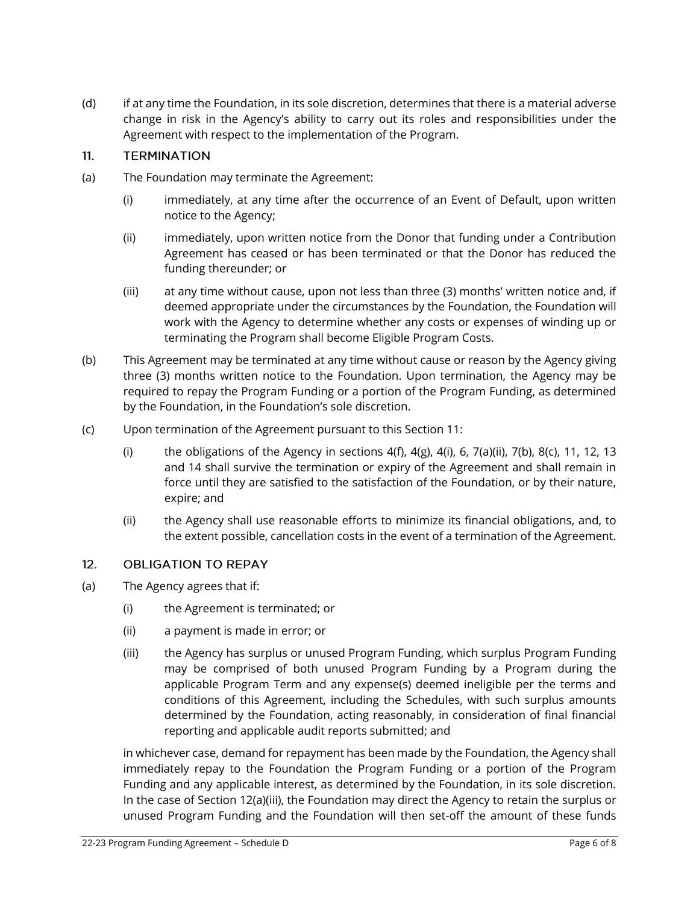(d) if at any time the Foundation, in its sole discretion, determines that there is a material adverse change in risk in the Agency's ability to carry out its roles and responsibilities under the Agreement with respect to the implementation of the Program.

## 11. TERMINATION

(a) The Foundation may terminate the Agreement:

  (i) immediately, at any time after the occurrence of an Event of Default, upon written notice to the Agency;

  (ii) immediately, upon written notice from the Donor that funding under a Contribution Agreement has ceased or has been terminated or that the Donor has reduced the funding thereunder; or

  (iii) at any time without cause, upon not less than three (3) months' written notice and, if deemed appropriate under the circumstances by the Foundation, the Foundation will work with the Agency to determine whether any costs or expenses of winding up or terminating the Program shall become Eligible Program Costs.

(b) This Agreement may be terminated at any time without cause or reason by the Agency giving three (3) months written notice to the Foundation. Upon termination, the Agency may be required to repay the Program Funding or a portion of the Program Funding, as determined by the Foundation, in the Foundation's sole discretion.

(c) Upon termination of the Agreement pursuant to this Section 11:

  (i) the obligations of the Agency in sections 4(f), 4(g), 4(i), 6, 7(a)(ii), 7(b), 8(c), 11, 12, 13 and 14 shall survive the termination or expiry of the Agreement and shall remain in force until they are satisfied to the satisfaction of the Foundation, or by their nature, expire; and

  (ii) the Agency shall use reasonable efforts to minimize its financial obligations, and, to the extent possible, cancellation costs in the event of a termination of the Agreement.

## 12. OBLIGATION TO REPAY

(a) The Agency agrees that if:

  (i) the Agreement is terminated; or

  (ii) a payment is made in error; or

  (iii) the Agency has surplus or unused Program Funding, which surplus Program Funding may be comprised of both unused Program Funding by a Program during the applicable Program Term and any expense(s) deemed ineligible per the terms and conditions of this Agreement, including the Schedules, with such surplus amounts determined by the Foundation, acting reasonably, in consideration of final financial reporting and applicable audit reports submitted; and

  in whichever case, demand for repayment has been made by the Foundation, the Agency shall immediately repay to the Foundation the Program Funding or a portion of the Program Funding and any applicable interest, as determined by the Foundation, in its sole discretion. In the case of Section 12(a)(iii), the Foundation may direct the Agency to retain the surplus or unused Program Funding and the Foundation will then set-off the amount of these funds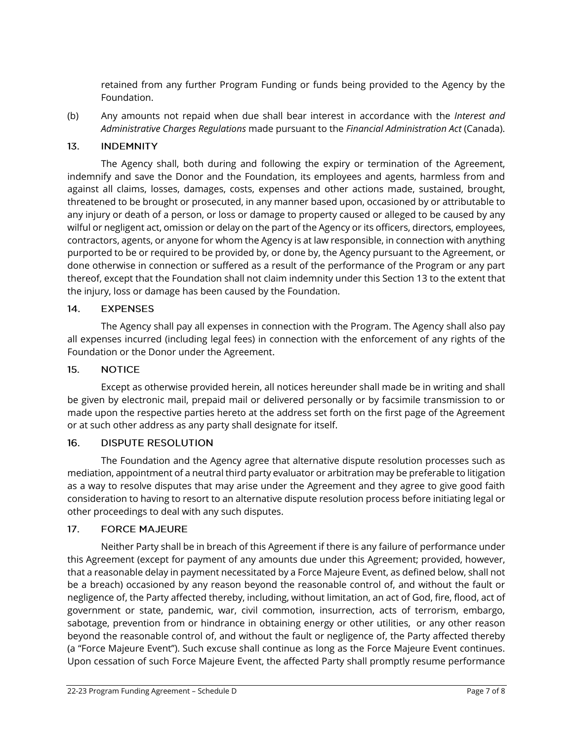retained from any further Program Funding or funds being provided to the Agency by the Foundation.

(b) Any amounts not repaid when due shall bear interest in accordance with the *Interest and Administrative Charges Regulations* made pursuant to the *Financial Administration Act* (Canada).

## 13. INDEMNITY

The Agency shall, both during and following the expiry or termination of the Agreement, indemnify and save the Donor and the Foundation, its employees and agents, harmless from and against all claims, losses, damages, costs, expenses and other actions made, sustained, brought, threatened to be brought or prosecuted, in any manner based upon, occasioned by or attributable to any injury or death of a person, or loss or damage to property caused or alleged to be caused by any wilful or negligent act, omission or delay on the part of the Agency or its officers, directors, employees, contractors, agents, or anyone for whom the Agency is at law responsible, in connection with anything purported to be or required to be provided by, or done by, the Agency pursuant to the Agreement, or done otherwise in connection or suffered as a result of the performance of the Program or any part thereof, except that the Foundation shall not claim indemnity under this Section 13 to the extent that the injury, loss or damage has been caused by the Foundation.

## 14. EXPENSES

The Agency shall pay all expenses in connection with the Program. The Agency shall also pay all expenses incurred (including legal fees) in connection with the enforcement of any rights of the Foundation or the Donor under the Agreement.

## 15. NOTICE

Except as otherwise provided herein, all notices hereunder shall made be in writing and shall be given by electronic mail, prepaid mail or delivered personally or by facsimile transmission to or made upon the respective parties hereto at the address set forth on the first page of the Agreement or at such other address as any party shall designate for itself.

## 16. DISPUTE RESOLUTION

The Foundation and the Agency agree that alternative dispute resolution processes such as mediation, appointment of a neutral third party evaluator or arbitration may be preferable to litigation as a way to resolve disputes that may arise under the Agreement and they agree to give good faith consideration to having to resort to an alternative dispute resolution process before initiating legal or other proceedings to deal with any such disputes.

## 17. FORCE MAJEURE

Neither Party shall be in breach of this Agreement if there is any failure of performance under this Agreement (except for payment of any amounts due under this Agreement; provided, however, that a reasonable delay in payment necessitated by a Force Majeure Event, as defined below, shall not be a breach) occasioned by any reason beyond the reasonable control of, and without the fault or negligence of, the Party affected thereby, including, without limitation, an act of God, fire, flood, act of government or state, pandemic, war, civil commotion, insurrection, acts of terrorism, embargo, sabotage, prevention from or hindrance in obtaining energy or other utilities, or any other reason beyond the reasonable control of, and without the fault or negligence of, the Party affected thereby (a "Force Majeure Event"). Such excuse shall continue as long as the Force Majeure Event continues. Upon cessation of such Force Majeure Event, the affected Party shall promptly resume performance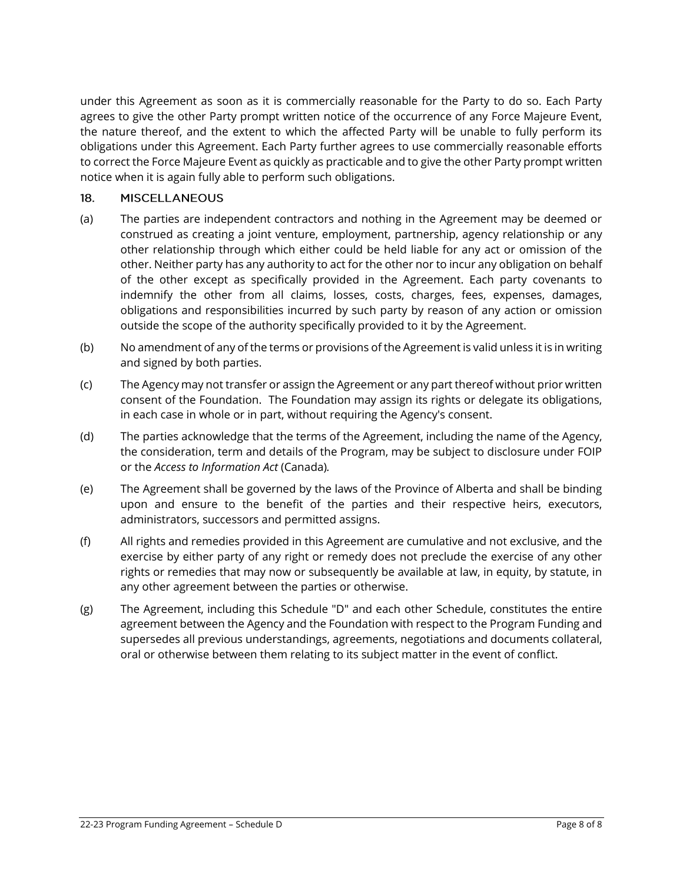under this Agreement as soon as it is commercially reasonable for the Party to do so. Each Party agrees to give the other Party prompt written notice of the occurrence of any Force Majeure Event, the nature thereof, and the extent to which the affected Party will be unable to fully perform its obligations under this Agreement. Each Party further agrees to use commercially reasonable efforts to correct the Force Majeure Event as quickly as practicable and to give the other Party prompt written notice when it is again fully able to perform such obligations.

## 18. MISCELLANEOUS

(a) The parties are independent contractors and nothing in the Agreement may be deemed or construed as creating a joint venture, employment, partnership, agency relationship or any other relationship through which either could be held liable for any act or omission of the other. Neither party has any authority to act for the other nor to incur any obligation on behalf of the other except as specifically provided in the Agreement. Each party covenants to indemnify the other from all claims, losses, costs, charges, fees, expenses, damages, obligations and responsibilities incurred by such party by reason of any action or omission outside the scope of the authority specifically provided to it by the Agreement.

(b) No amendment of any of the terms or provisions of the Agreement is valid unless it is in writing and signed by both parties.

(c) The Agency may not transfer or assign the Agreement or any part thereof without prior written consent of the Foundation. The Foundation may assign its rights or delegate its obligations, in each case in whole or in part, without requiring the Agency's consent.

(d) The parties acknowledge that the terms of the Agreement, including the name of the Agency, the consideration, term and details of the Program, may be subject to disclosure under FOIP or the *Access to Information Act* (Canada).

(e) The Agreement shall be governed by the laws of the Province of Alberta and shall be binding upon and ensure to the benefit of the parties and their respective heirs, executors, administrators, successors and permitted assigns.

(f) All rights and remedies provided in this Agreement are cumulative and not exclusive, and the exercise by either party of any right or remedy does not preclude the exercise of any other rights or remedies that may now or subsequently be available at law, in equity, by statute, in any other agreement between the parties or otherwise.

(g) The Agreement, including this Schedule "D" and each other Schedule, constitutes the entire agreement between the Agency and the Foundation with respect to the Program Funding and supersedes all previous understandings, agreements, negotiations and documents collateral, oral or otherwise between them relating to its subject matter in the event of conflict.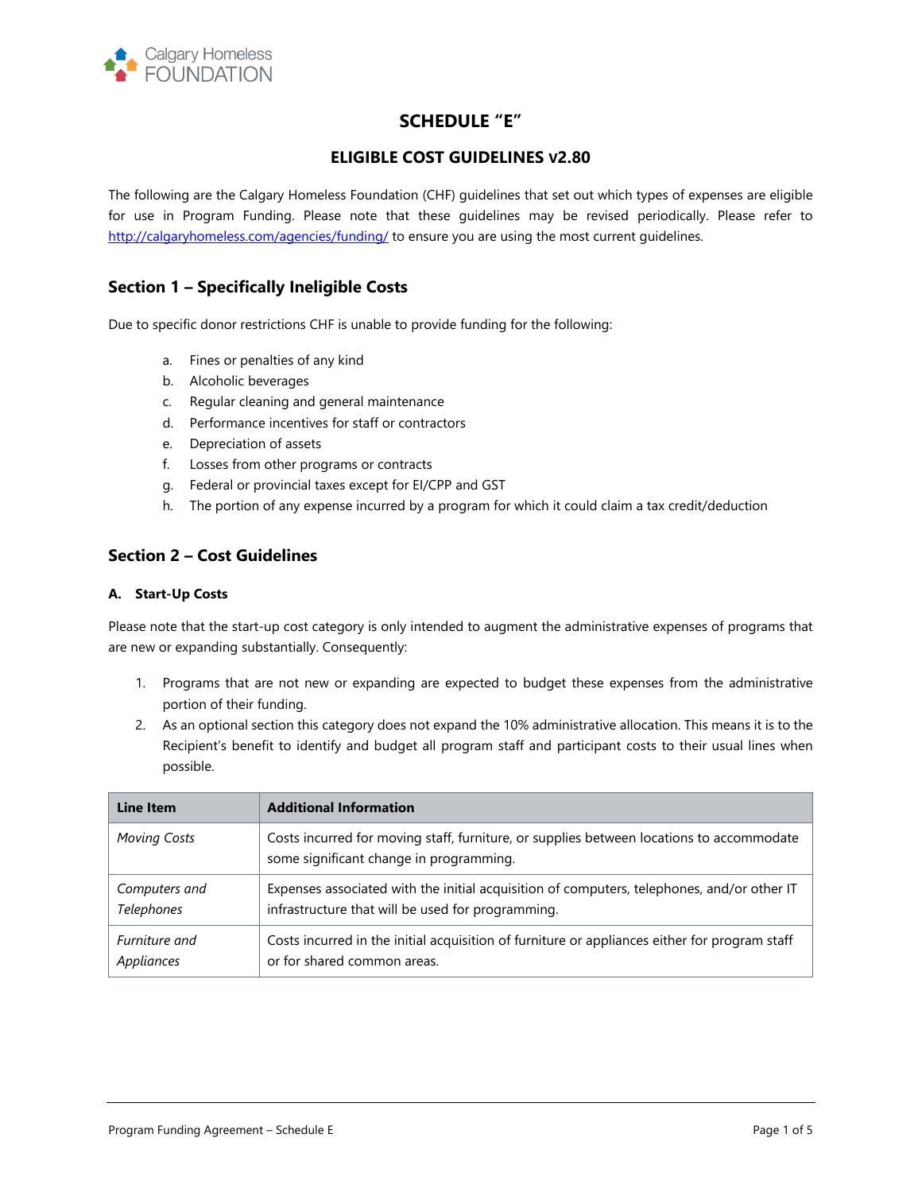# SCHEDULE "E"

## ELIGIBLE COST GUIDELINES v2.80

The following are the Calgary Homeless Foundation (CHF) guidelines that set out which types of expenses are eligible for use in Program Funding. Please note that these guidelines may be revised periodically. Please refer to http://calgaryhomeless.com/agencies/funding/ to ensure you are using the most current guidelines.

## Section 1 – Specifically Ineligible Costs

Due to specific donor restrictions CHF is unable to provide funding for the following:

a. Fines or penalties of any kind
b. Alcoholic beverages
c. Regular cleaning and general maintenance
d. Performance incentives for staff or contractors
e. Depreciation of assets
f. Losses from other programs or contracts
g. Federal or provincial taxes except for EI/CPP and GST
h. The portion of any expense incurred by a program for which it could claim a tax credit/deduction

## Section 2 – Cost Guidelines

### A. Start-Up Costs

Please note that the start-up cost category is only intended to augment the administrative expenses of programs that are new or expanding substantially. Consequently:

1. Programs that are not new or expanding are expected to budget these expenses from the administrative portion of their funding.
2. As an optional section this category does not expand the 10% administrative allocation. This means it is to the Recipient's benefit to identify and budget all program staff and participant costs to their usual lines when possible.

| Line Item | Additional Information |
|---|---|
| *Moving Costs* | Costs incurred for moving staff, furniture, or supplies between locations to accommodate some significant change in programming. |
| *Computers and Telephones* | Expenses associated with the initial acquisition of computers, telephones, and/or other IT infrastructure that will be used for programming. |
| *Furniture and Appliances* | Costs incurred in the initial acquisition of furniture or appliances either for program staff or for shared common areas. |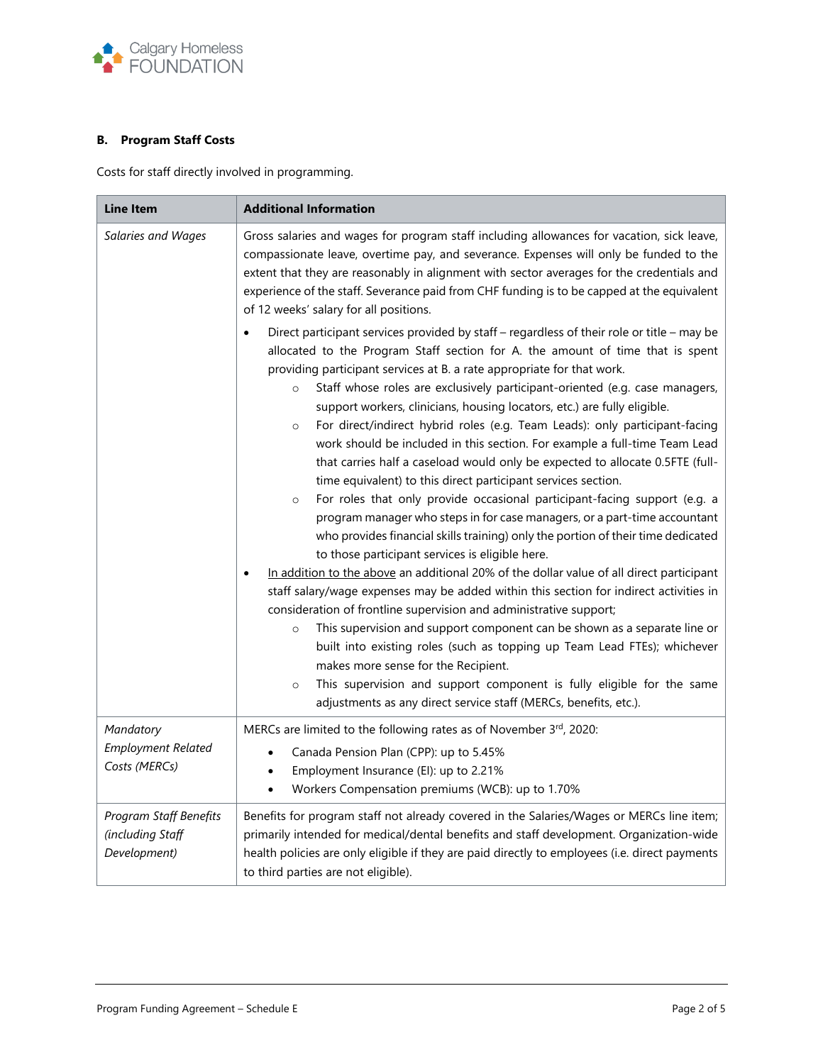### B. Program Staff Costs

Costs for staff directly involved in programming.

| Line Item | Additional Information |
|---|---|
| *Salaries and Wages* | Gross salaries and wages for program staff including allowances for vacation, sick leave, compassionate leave, overtime pay, and severance. Expenses will only be funded to the extent that they are reasonably in alignment with sector averages for the credentials and experience of the staff. Severance paid from CHF funding is to be capped at the equivalent of 12 weeks' salary for all positions.<br><br>• Direct participant services provided by staff – regardless of their role or title – may be allocated to the Program Staff section for A. the amount of time that is spent providing participant services at B. a rate appropriate for that work.<br>&nbsp;&nbsp;&nbsp;&nbsp;○ Staff whose roles are exclusively participant-oriented (e.g. case managers, support workers, clinicians, housing locators, etc.) are fully eligible.<br>&nbsp;&nbsp;&nbsp;&nbsp;○ For direct/indirect hybrid roles (e.g. Team Leads): only participant-facing work should be included in this section. For example a full-time Team Lead that carries half a caseload would only be expected to allocate 0.5FTE (full-time equivalent) to this direct participant services section.<br>&nbsp;&nbsp;&nbsp;&nbsp;○ For roles that only provide occasional participant-facing support (e.g. a program manager who steps in for case managers, or a part-time accountant who provides financial skills training) only the portion of their time dedicated to those participant services is eligible here.<br>• <u>In addition to the above</u> an additional 20% of the dollar value of all direct participant staff salary/wage expenses may be added within this section for indirect activities in consideration of frontline supervision and administrative support;<br>&nbsp;&nbsp;&nbsp;&nbsp;○ This supervision and support component can be shown as a separate line or built into existing roles (such as topping up Team Lead FTEs); whichever makes more sense for the Recipient.<br>&nbsp;&nbsp;&nbsp;&nbsp;○ This supervision and support component is fully eligible for the same adjustments as any direct service staff (MERCs, benefits, etc.). |
| *Mandatory Employment Related Costs (MERCs)* | MERCs are limited to the following rates as of November 3rd, 2020:<br>• Canada Pension Plan (CPP): up to 5.45%<br>• Employment Insurance (EI): up to 2.21%<br>• Workers Compensation premiums (WCB): up to 1.70% |
| *Program Staff Benefits (including Staff Development)* | Benefits for program staff not already covered in the Salaries/Wages or MERCs line item; primarily intended for medical/dental benefits and staff development. Organization-wide health policies are only eligible if they are paid directly to employees (i.e. direct payments to third parties are not eligible). |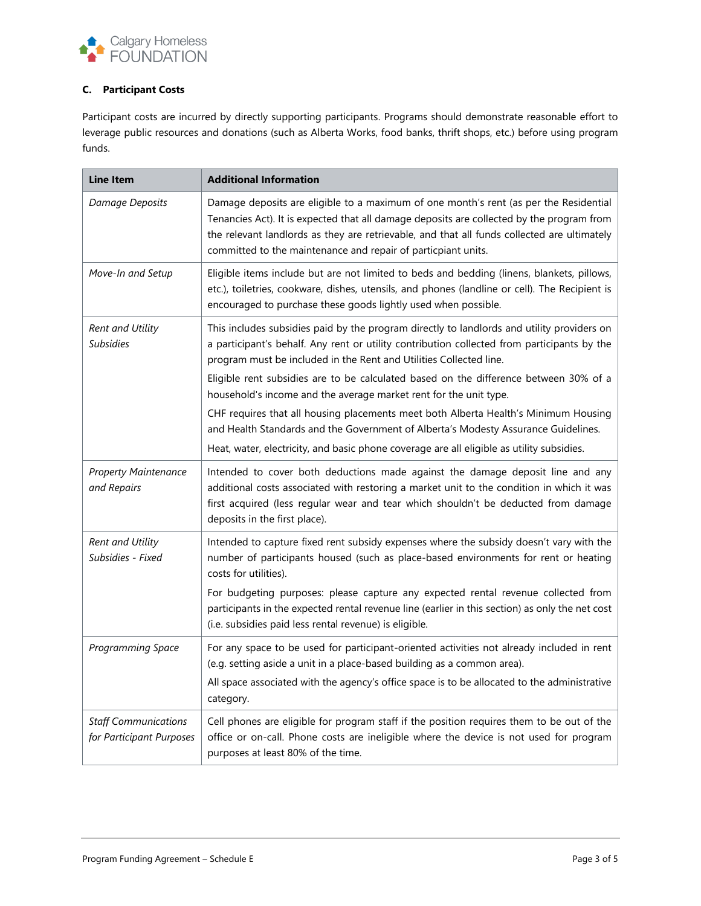### C. Participant Costs

Participant costs are incurred by directly supporting participants. Programs should demonstrate reasonable effort to leverage public resources and donations (such as Alberta Works, food banks, thrift shops, etc.) before using program funds.

| Line Item | Additional Information |
|---|---|
| *Damage Deposits* | Damage deposits are eligible to a maximum of one month's rent (as per the Residential Tenancies Act). It is expected that all damage deposits are collected by the program from the relevant landlords as they are retrievable, and that all funds collected are ultimately committed to the maintenance and repair of particpiant units. |
| *Move-In and Setup* | Eligible items include but are not limited to beds and bedding (linens, blankets, pillows, etc.), toiletries, cookware, dishes, utensils, and phones (landline or cell). The Recipient is encouraged to purchase these goods lightly used when possible. |
| *Rent and Utility Subsidies* | This includes subsidies paid by the program directly to landlords and utility providers on a participant's behalf. Any rent or utility contribution collected from participants by the program must be included in the Rent and Utilities Collected line.<br>Eligible rent subsidies are to be calculated based on the difference between 30% of a household's income and the average market rent for the unit type.<br>CHF requires that all housing placements meet both Alberta Health's Minimum Housing and Health Standards and the Government of Alberta's Modesty Assurance Guidelines.<br>Heat, water, electricity, and basic phone coverage are all eligible as utility subsidies. |
| *Property Maintenance and Repairs* | Intended to cover both deductions made against the damage deposit line and any additional costs associated with restoring a market unit to the condition in which it was first acquired (less regular wear and tear which shouldn't be deducted from damage deposits in the first place). |
| *Rent and Utility Subsidies - Fixed* | Intended to capture fixed rent subsidy expenses where the subsidy doesn't vary with the number of participants housed (such as place-based environments for rent or heating costs for utilities).<br>For budgeting purposes: please capture any expected rental revenue collected from participants in the expected rental revenue line (earlier in this section) as only the net cost (i.e. subsidies paid less rental revenue) is eligible. |
| *Programming Space* | For any space to be used for participant-oriented activities not already included in rent (e.g. setting aside a unit in a place-based building as a common area).<br>All space associated with the agency's office space is to be allocated to the administrative category. |
| *Staff Communications for Participant Purposes* | Cell phones are eligible for program staff if the position requires them to be out of the office or on-call. Phone costs are ineligible where the device is not used for program purposes at least 80% of the time. |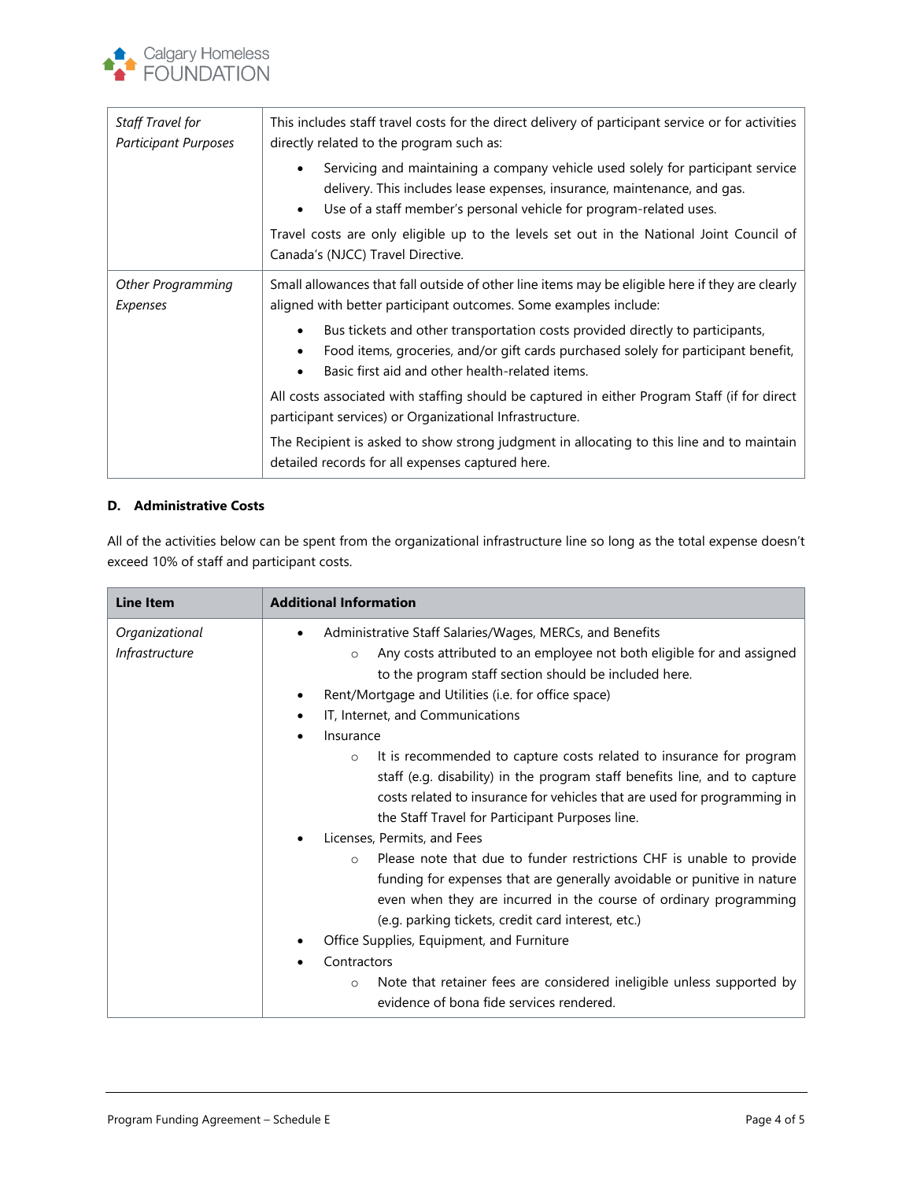| | |
|---|---|
| *Staff Travel for Participant Purposes* | This includes staff travel costs for the direct delivery of participant service or for activities directly related to the program such as:<br>• Servicing and maintaining a company vehicle used solely for participant service delivery. This includes lease expenses, insurance, maintenance, and gas.<br>• Use of a staff member's personal vehicle for program-related uses.<br>Travel costs are only eligible up to the levels set out in the National Joint Council of Canada's (NJCC) Travel Directive. |
| *Other Programming Expenses* | Small allowances that fall outside of other line items may be eligible here if they are clearly aligned with better participant outcomes. Some examples include:<br>• Bus tickets and other transportation costs provided directly to participants,<br>• Food items, groceries, and/or gift cards purchased solely for participant benefit,<br>• Basic first aid and other health-related items.<br>All costs associated with staffing should be captured in either Program Staff (if for direct participant services) or Organizational Infrastructure.<br>The Recipient is asked to show strong judgment in allocating to this line and to maintain detailed records for all expenses captured here. |

**D. Administrative Costs**

All of the activities below can be spent from the organizational infrastructure line so long as the total expense doesn't exceed 10% of staff and participant costs.

| Line Item | Additional Information |
|---|---|
| *Organizational Infrastructure* | • Administrative Staff Salaries/Wages, MERCs, and Benefits<br>&nbsp;&nbsp;&nbsp;&nbsp;○ Any costs attributed to an employee not both eligible for and assigned to the program staff section should be included here.<br>• Rent/Mortgage and Utilities (i.e. for office space)<br>• IT, Internet, and Communications<br>• Insurance<br>&nbsp;&nbsp;&nbsp;&nbsp;○ It is recommended to capture costs related to insurance for program staff (e.g. disability) in the program staff benefits line, and to capture costs related to insurance for vehicles that are used for programming in the Staff Travel for Participant Purposes line.<br>• Licenses, Permits, and Fees<br>&nbsp;&nbsp;&nbsp;&nbsp;○ Please note that due to funder restrictions CHF is unable to provide funding for expenses that are generally avoidable or punitive in nature even when they are incurred in the course of ordinary programming (e.g. parking tickets, credit card interest, etc.)<br>• Office Supplies, Equipment, and Furniture<br>• Contractors<br>&nbsp;&nbsp;&nbsp;&nbsp;○ Note that retainer fees are considered ineligible unless supported by evidence of bona fide services rendered. |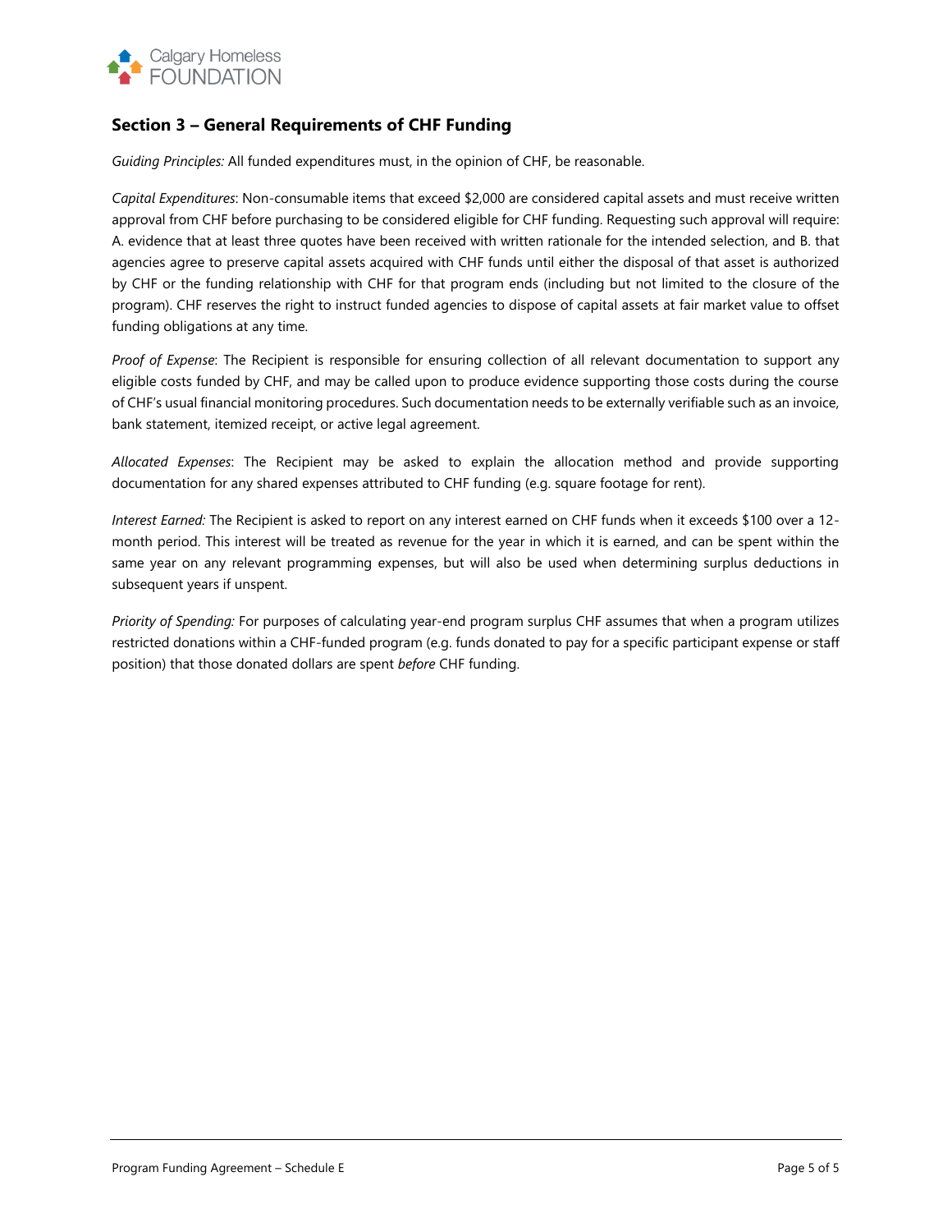## Section 3 – General Requirements of CHF Funding

*Guiding Principles:* All funded expenditures must, in the opinion of CHF, be reasonable.

*Capital Expenditures*: Non-consumable items that exceed $2,000 are considered capital assets and must receive written approval from CHF before purchasing to be considered eligible for CHF funding. Requesting such approval will require: A. evidence that at least three quotes have been received with written rationale for the intended selection, and B. that agencies agree to preserve capital assets acquired with CHF funds until either the disposal of that asset is authorized by CHF or the funding relationship with CHF for that program ends (including but not limited to the closure of the program). CHF reserves the right to instruct funded agencies to dispose of capital assets at fair market value to offset funding obligations at any time.

*Proof of Expense*: The Recipient is responsible for ensuring collection of all relevant documentation to support any eligible costs funded by CHF, and may be called upon to produce evidence supporting those costs during the course of CHF's usual financial monitoring procedures. Such documentation needs to be externally verifiable such as an invoice, bank statement, itemized receipt, or active legal agreement.

*Allocated Expenses*: The Recipient may be asked to explain the allocation method and provide supporting documentation for any shared expenses attributed to CHF funding (e.g. square footage for rent).

*Interest Earned:* The Recipient is asked to report on any interest earned on CHF funds when it exceeds $100 over a 12-month period. This interest will be treated as revenue for the year in which it is earned, and can be spent within the same year on any relevant programming expenses, but will also be used when determining surplus deductions in subsequent years if unspent.

*Priority of Spending:* For purposes of calculating year-end program surplus CHF assumes that when a program utilizes restricted donations within a CHF-funded program (e.g. funds donated to pay for a specific participant expense or staff position) that those donated dollars are spent *before* CHF funding.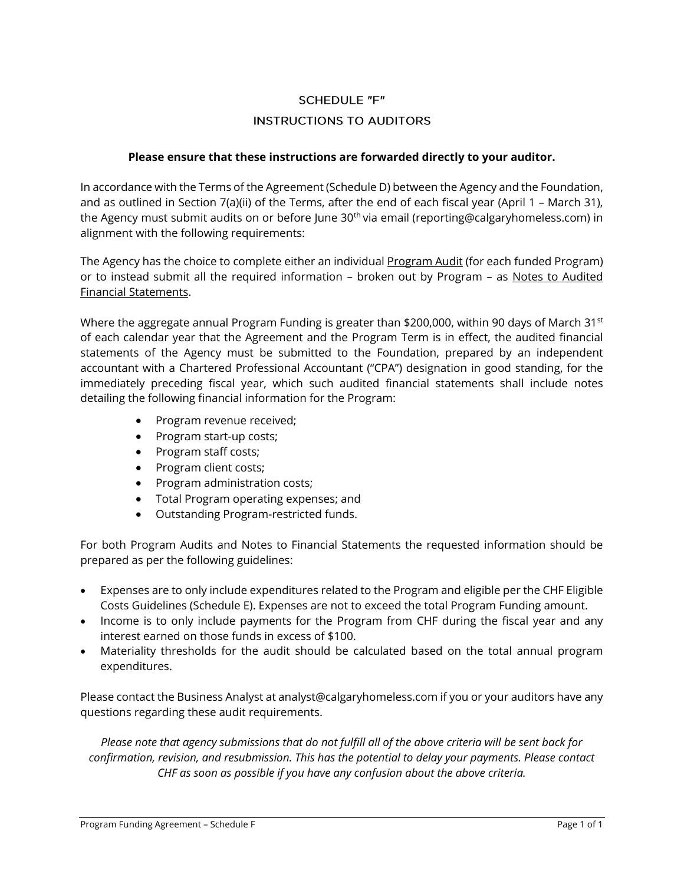# SCHEDULE "F"

## INSTRUCTIONS TO AUDITORS

**Please ensure that these instructions are forwarded directly to your auditor.**

In accordance with the Terms of the Agreement (Schedule D) between the Agency and the Foundation, and as outlined in Section 7(a)(ii) of the Terms, after the end of each fiscal year (April 1 – March 31), the Agency must submit audits on or before June 30th via email (reporting@calgaryhomeless.com) in alignment with the following requirements:

The Agency has the choice to complete either an individual Program Audit (for each funded Program) or to instead submit all the required information – broken out by Program – as Notes to Audited Financial Statements.

Where the aggregate annual Program Funding is greater than $200,000, within 90 days of March 31st of each calendar year that the Agreement and the Program Term is in effect, the audited financial statements of the Agency must be submitted to the Foundation, prepared by an independent accountant with a Chartered Professional Accountant ("CPA") designation in good standing, for the immediately preceding fiscal year, which such audited financial statements shall include notes detailing the following financial information for the Program:

- Program revenue received;
- Program start-up costs;
- Program staff costs;
- Program client costs;
- Program administration costs;
- Total Program operating expenses; and
- Outstanding Program-restricted funds.

For both Program Audits and Notes to Financial Statements the requested information should be prepared as per the following guidelines:

- Expenses are to only include expenditures related to the Program and eligible per the CHF Eligible Costs Guidelines (Schedule E). Expenses are not to exceed the total Program Funding amount.
- Income is to only include payments for the Program from CHF during the fiscal year and any interest earned on those funds in excess of $100.
- Materiality thresholds for the audit should be calculated based on the total annual program expenditures.

Please contact the Business Analyst at analyst@calgaryhomeless.com if you or your auditors have any questions regarding these audit requirements.

*Please note that agency submissions that do not fulfill all of the above criteria will be sent back for confirmation, revision, and resubmission. This has the potential to delay your payments. Please contact CHF as soon as possible if you have any confusion about the above criteria.*